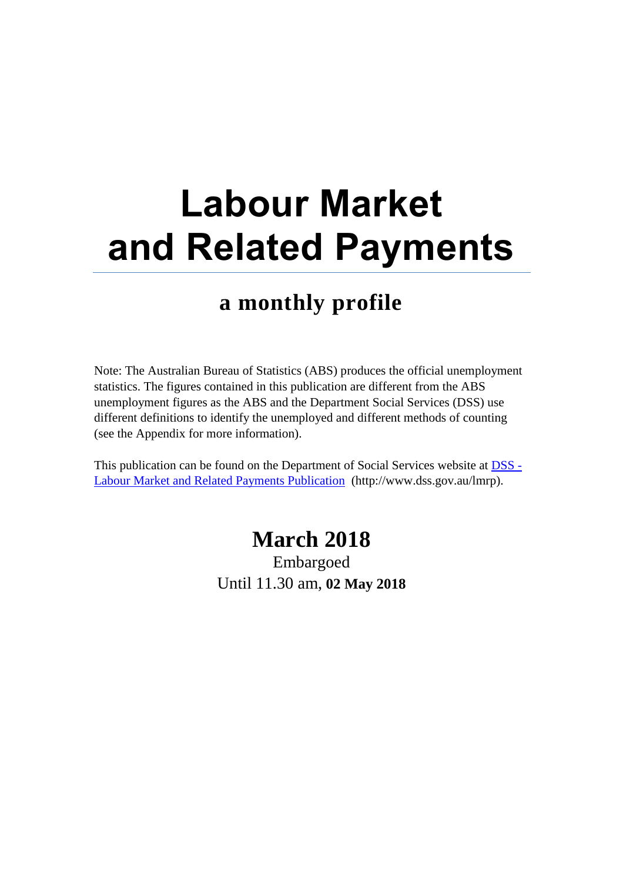# Labour Market and Related Payments

## a monthly profile

Note: The Australian Bureau of Statistics (ABS) produces the official unemployment statistics. The figures contained in this publication are different from the ABS unemployment figures as the ABS and the Department Social Services (DSS) use different definitions to identify the unemployed and different methods of counting (see the Appendix for more information).

This publication can be found on the Department of Social Services website at [DSS - Labour Market and Related Payments Publication](http://www.dss.gov.au/lmrp) (http://www.dss.gov.au/lmrp).

## March 2018

Embargoed

Until 11.30 am, **02 May 2018**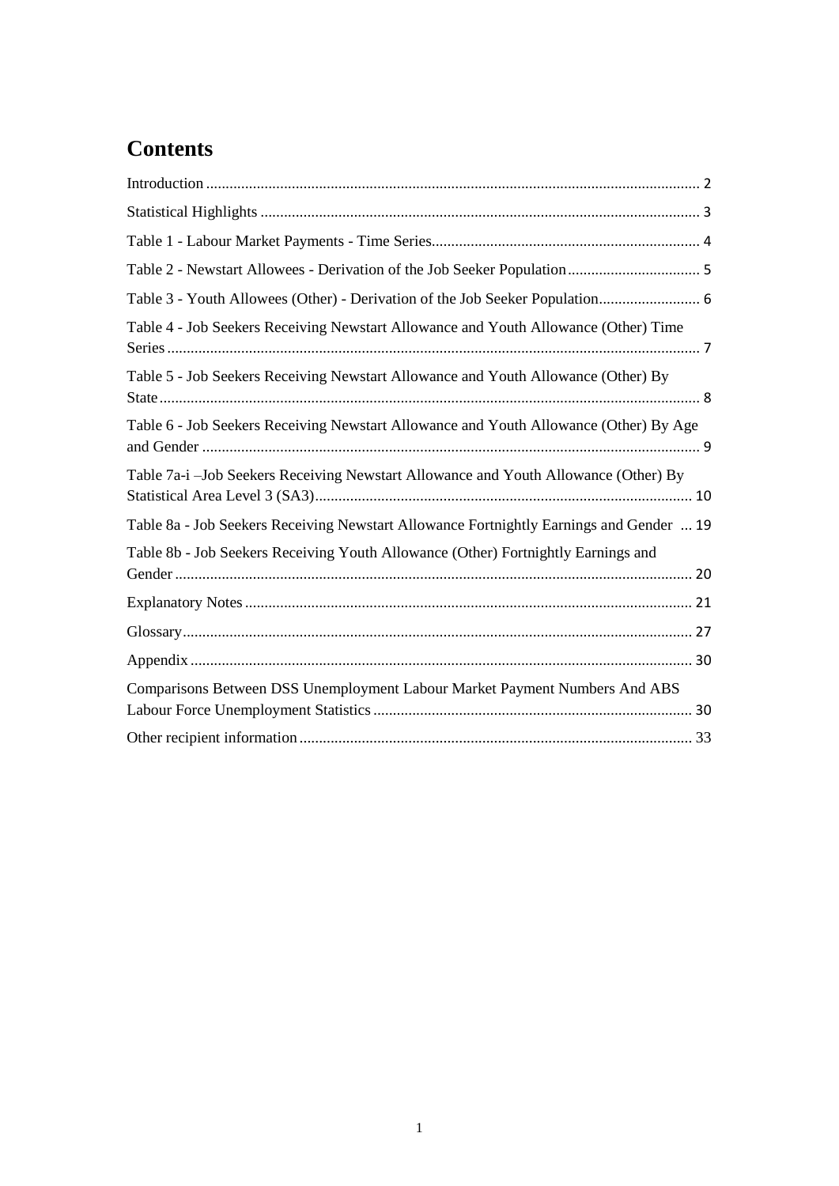# Contents

Introduction .......... 2

Statistical Highlights .......... 3

Table 1 - Labour Market Payments - Time Series .......... 4

Table 2 - Newstart Allowees - Derivation of the Job Seeker Population .......... 5

Table 3 - Youth Allowees (Other) - Derivation of the Job Seeker Population .......... 6

Table 4 - Job Seekers Receiving Newstart Allowance and Youth Allowance (Other) Time Series .......... 7

Table 5 - Job Seekers Receiving Newstart Allowance and Youth Allowance (Other) By State .......... 8

Table 6 - Job Seekers Receiving Newstart Allowance and Youth Allowance (Other) By Age and Gender .......... 9

Table 7a-i –Job Seekers Receiving Newstart Allowance and Youth Allowance (Other) By Statistical Area Level 3 (SA3) .......... 10

Table 8a - Job Seekers Receiving Newstart Allowance Fortnightly Earnings and Gender .......... 19

Table 8b - Job Seekers Receiving Youth Allowance (Other) Fortnightly Earnings and Gender .......... 20

Explanatory Notes .......... 21

Glossary .......... 27

Appendix .......... 30

Comparisons Between DSS Unemployment Labour Market Payment Numbers And ABS Labour Force Unemployment Statistics .......... 30

Other recipient information .......... 33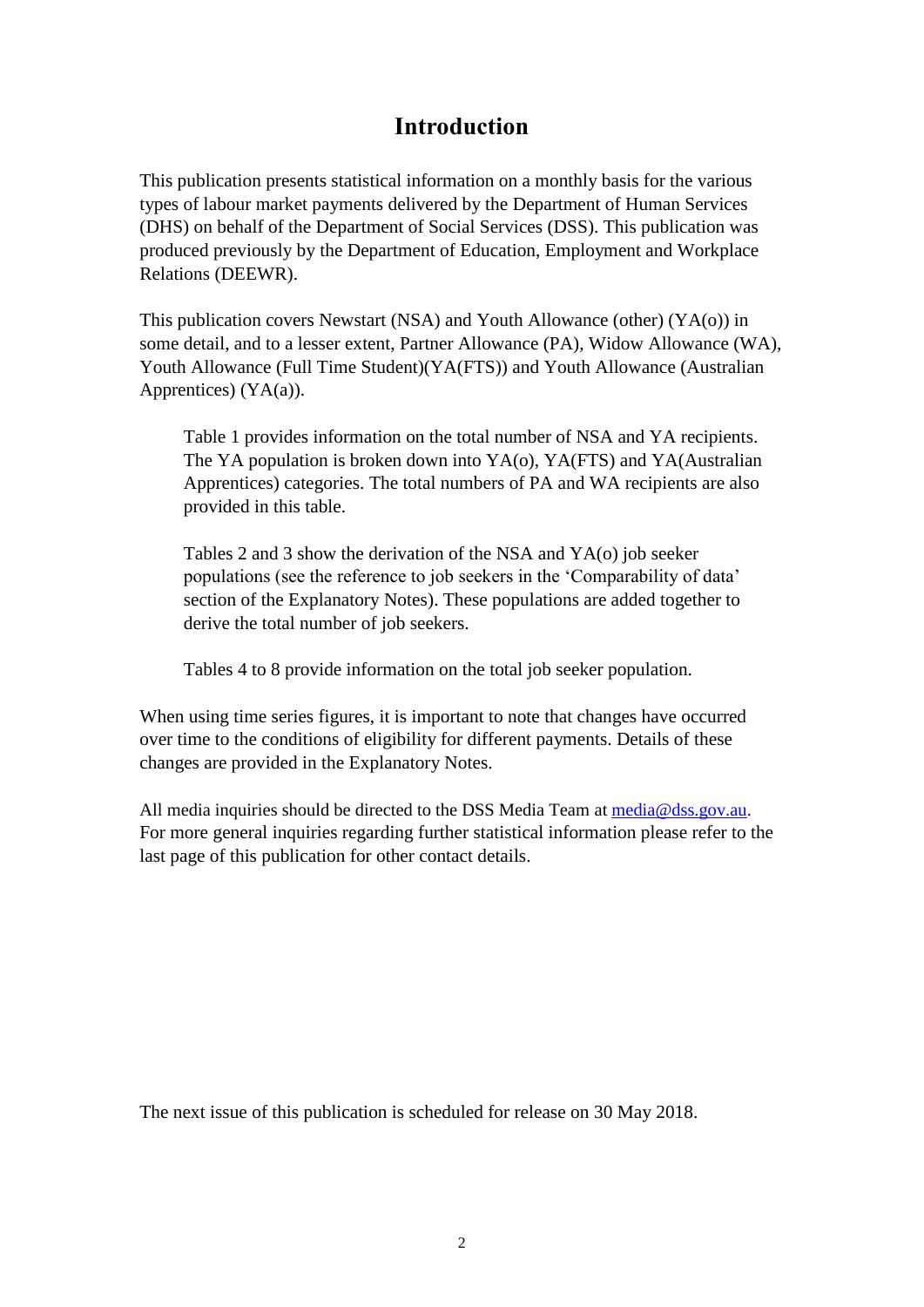# Introduction

This publication presents statistical information on a monthly basis for the various types of labour market payments delivered by the Department of Human Services (DHS) on behalf of the Department of Social Services (DSS). This publication was produced previously by the Department of Education, Employment and Workplace Relations (DEEWR).

This publication covers Newstart (NSA) and Youth Allowance (other) (YA(o)) in some detail, and to a lesser extent, Partner Allowance (PA), Widow Allowance (WA), Youth Allowance (Full Time Student)(YA(FTS)) and Youth Allowance (Australian Apprentices) (YA(a)).

> Table 1 provides information on the total number of NSA and YA recipients. The YA population is broken down into YA(o), YA(FTS) and YA(Australian Apprentices) categories. The total numbers of PA and WA recipients are also provided in this table.
>
> Tables 2 and 3 show the derivation of the NSA and YA(o) job seeker populations (see the reference to job seekers in the 'Comparability of data' section of the Explanatory Notes). These populations are added together to derive the total number of job seekers.
>
> Tables 4 to 8 provide information on the total job seeker population.

When using time series figures, it is important to note that changes have occurred over time to the conditions of eligibility for different payments. Details of these changes are provided in the Explanatory Notes.

All media inquiries should be directed to the DSS Media Team at media@dss.gov.au. For more general inquiries regarding further statistical information please refer to the last page of this publication for other contact details.

The next issue of this publication is scheduled for release on 30 May 2018.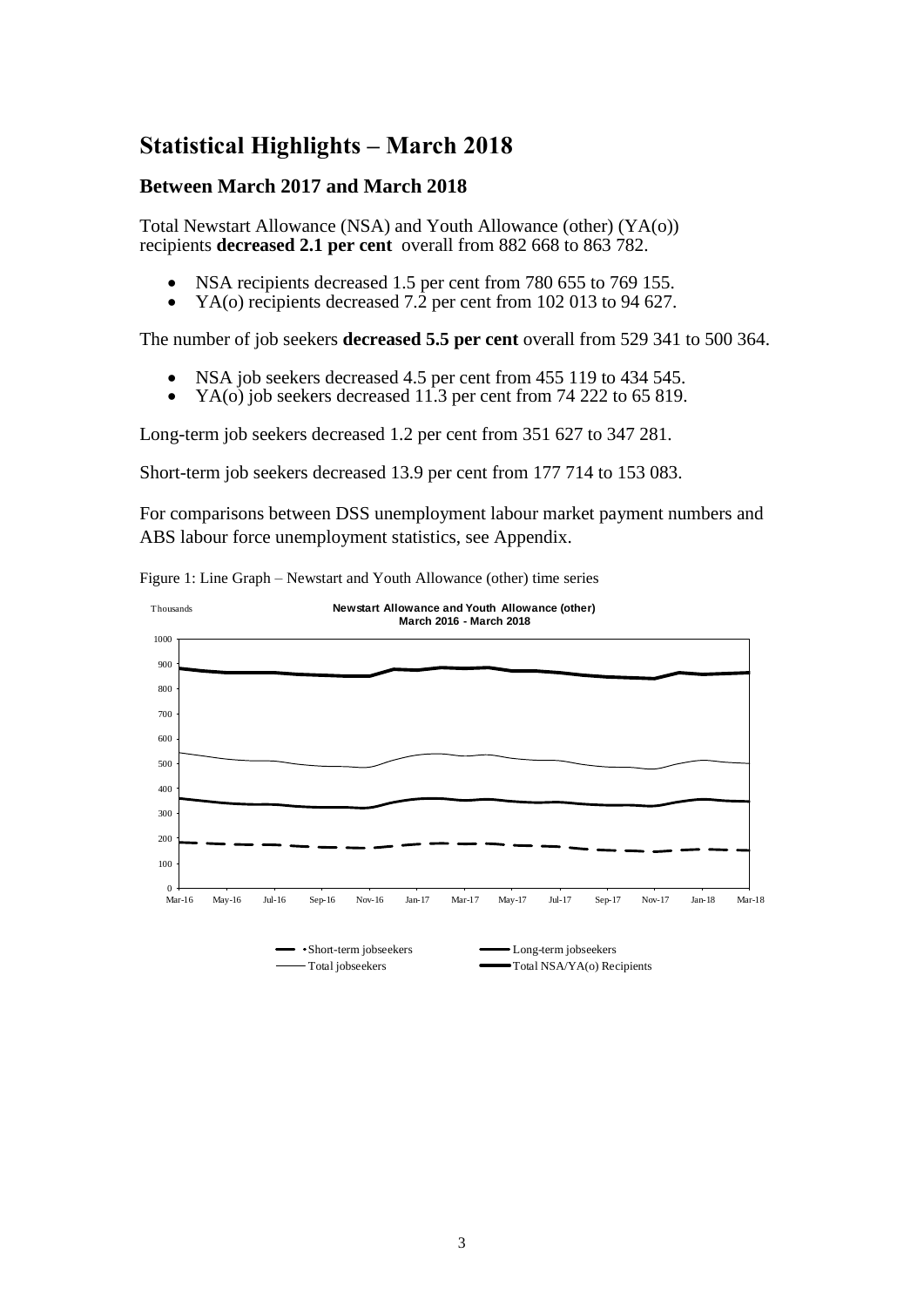## Statistical Highlights – March 2018

### Between March 2017 and March 2018

Total Newstart Allowance (NSA) and Youth Allowance (other) (YA(o)) recipients **decreased 2.1 per cent** overall from 882 668 to 863 782.

- NSA recipients decreased 1.5 per cent from 780 655 to 769 155.
- YA(o) recipients decreased 7.2 per cent from 102 013 to 94 627.

The number of job seekers **decreased 5.5 per cent** overall from 529 341 to 500 364.

- NSA job seekers decreased 4.5 per cent from 455 119 to 434 545.
- YA(o) job seekers decreased 11.3 per cent from 74 222 to 65 819.

Long-term job seekers decreased 1.2 per cent from 351 627 to 347 281.

Short-term job seekers decreased 13.9 per cent from 177 714 to 153 083.

For comparisons between DSS unemployment labour market payment numbers and ABS labour force unemployment statistics, see Appendix.

Figure 1: Line Graph – Newstart and Youth Allowance (other) time series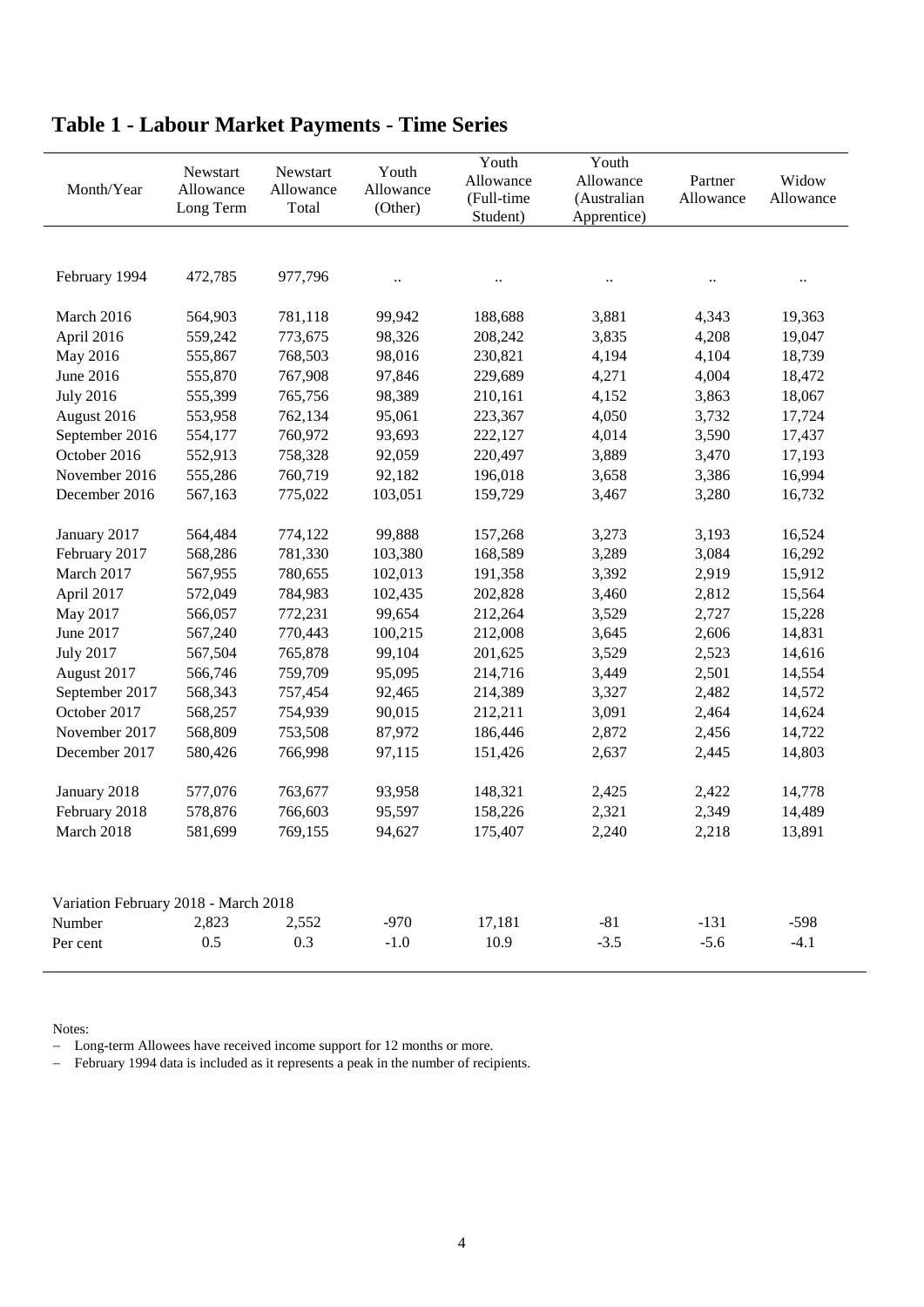# Table 1 - Labour Market Payments - Time Series

| Month/Year | Newstart Allowance Long Term | Newstart Allowance Total | Youth Allowance (Other) | Youth Allowance (Full-time Student) | Youth Allowance (Australian Apprentice) | Partner Allowance | Widow Allowance |
|---|---|---|---|---|---|---|---|
| February 1994 | 472,785 | 977,796 | .. | .. | .. | .. | .. |
| March 2016 | 564,903 | 781,118 | 99,942 | 188,688 | 3,881 | 4,343 | 19,363 |
| April 2016 | 559,242 | 773,675 | 98,326 | 208,242 | 3,835 | 4,208 | 19,047 |
| May 2016 | 555,867 | 768,503 | 98,016 | 230,821 | 4,194 | 4,104 | 18,739 |
| June 2016 | 555,870 | 767,908 | 97,846 | 229,689 | 4,271 | 4,004 | 18,472 |
| July 2016 | 555,399 | 765,756 | 98,389 | 210,161 | 4,152 | 3,863 | 18,067 |
| August 2016 | 553,958 | 762,134 | 95,061 | 223,367 | 4,050 | 3,732 | 17,724 |
| September 2016 | 554,177 | 760,972 | 93,693 | 222,127 | 4,014 | 3,590 | 17,437 |
| October 2016 | 552,913 | 758,328 | 92,059 | 220,497 | 3,889 | 3,470 | 17,193 |
| November 2016 | 555,286 | 760,719 | 92,182 | 196,018 | 3,658 | 3,386 | 16,994 |
| December 2016 | 567,163 | 775,022 | 103,051 | 159,729 | 3,467 | 3,280 | 16,732 |
| January 2017 | 564,484 | 774,122 | 99,888 | 157,268 | 3,273 | 3,193 | 16,524 |
| February 2017 | 568,286 | 781,330 | 103,380 | 168,589 | 3,289 | 3,084 | 16,292 |
| March 2017 | 567,955 | 780,655 | 102,013 | 191,358 | 3,392 | 2,919 | 15,912 |
| April 2017 | 572,049 | 784,983 | 102,435 | 202,828 | 3,460 | 2,812 | 15,564 |
| May 2017 | 566,057 | 772,231 | 99,654 | 212,264 | 3,529 | 2,727 | 15,228 |
| June 2017 | 567,240 | 770,443 | 100,215 | 212,008 | 3,645 | 2,606 | 14,831 |
| July 2017 | 567,504 | 765,878 | 99,104 | 201,625 | 3,529 | 2,523 | 14,616 |
| August 2017 | 566,746 | 759,709 | 95,095 | 214,716 | 3,449 | 2,501 | 14,554 |
| September 2017 | 568,343 | 757,454 | 92,465 | 214,389 | 3,327 | 2,482 | 14,572 |
| October 2017 | 568,257 | 754,939 | 90,015 | 212,211 | 3,091 | 2,464 | 14,624 |
| November 2017 | 568,809 | 753,508 | 87,972 | 186,446 | 2,872 | 2,456 | 14,722 |
| December 2017 | 580,426 | 766,998 | 97,115 | 151,426 | 2,637 | 2,445 | 14,803 |
| January 2018 | 577,076 | 763,677 | 93,958 | 148,321 | 2,425 | 2,422 | 14,778 |
| February 2018 | 578,876 | 766,603 | 95,597 | 158,226 | 2,321 | 2,349 | 14,489 |
| March 2018 | 581,699 | 769,155 | 94,627 | 175,407 | 2,240 | 2,218 | 13,891 |
| Variation February 2018 - March 2018 | | | | | | | |
| Number | 2,823 | 2,552 | -970 | 17,181 | -81 | -131 | -598 |
| Per cent | 0.5 | 0.3 | -1.0 | 10.9 | -3.5 | -5.6 | -4.1 |

Notes:

- Long-term Allowees have received income support for 12 months or more.
- February 1994 data is included as it represents a peak in the number of recipients.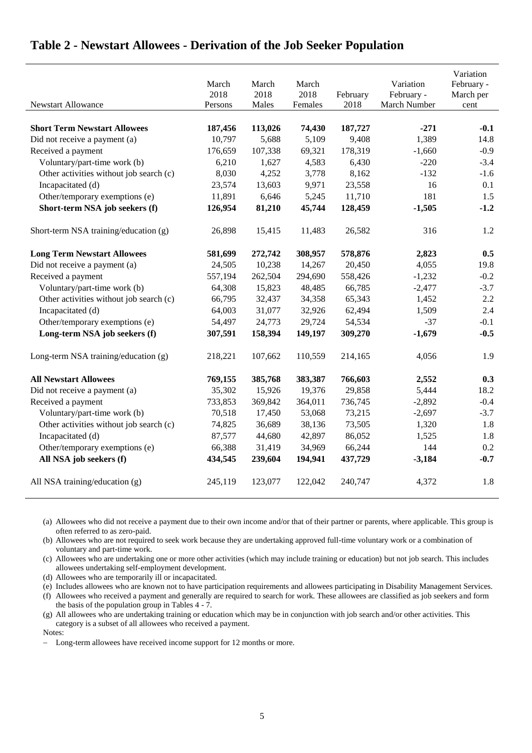## Table 2 - Newstart Allowees - Derivation of the Job Seeker Population

| Newstart Allowance | March 2018 Persons | March 2018 Males | March 2018 Females | February 2018 | Variation February - March Number | Variation February - March per cent |
|---|---|---|---|---|---|---|
| **Short Term Newstart Allowees** | **187,456** | **113,026** | **74,430** | **187,727** | **-271** | **-0.1** |
| Did not receive a payment (a) | 10,797 | 5,688 | 5,109 | 9,408 | 1,389 | 14.8 |
| Received a payment | 176,659 | 107,338 | 69,321 | 178,319 | -1,660 | -0.9 |
| Voluntary/part-time work (b) | 6,210 | 1,627 | 4,583 | 6,430 | -220 | -3.4 |
| Other activities without job search (c) | 8,030 | 4,252 | 3,778 | 8,162 | -132 | -1.6 |
| Incapacitated (d) | 23,574 | 13,603 | 9,971 | 23,558 | 16 | 0.1 |
| Other/temporary exemptions (e) | 11,891 | 6,646 | 5,245 | 11,710 | 181 | 1.5 |
| **Short-term NSA job seekers (f)** | **126,954** | **81,210** | **45,744** | **128,459** | **-1,505** | **-1.2** |
| Short-term NSA training/education (g) | 26,898 | 15,415 | 11,483 | 26,582 | 316 | 1.2 |
| **Long Term Newstart Allowees** | **581,699** | **272,742** | **308,957** | **578,876** | **2,823** | **0.5** |
| Did not receive a payment (a) | 24,505 | 10,238 | 14,267 | 20,450 | 4,055 | 19.8 |
| Received a payment | 557,194 | 262,504 | 294,690 | 558,426 | -1,232 | -0.2 |
| Voluntary/part-time work (b) | 64,308 | 15,823 | 48,485 | 66,785 | -2,477 | -3.7 |
| Other activities without job search (c) | 66,795 | 32,437 | 34,358 | 65,343 | 1,452 | 2.2 |
| Incapacitated (d) | 64,003 | 31,077 | 32,926 | 62,494 | 1,509 | 2.4 |
| Other/temporary exemptions (e) | 54,497 | 24,773 | 29,724 | 54,534 | -37 | -0.1 |
| **Long-term NSA job seekers (f)** | **307,591** | **158,394** | **149,197** | **309,270** | **-1,679** | **-0.5** |
| Long-term NSA training/education (g) | 218,221 | 107,662 | 110,559 | 214,165 | 4,056 | 1.9 |
| **All Newstart Allowees** | **769,155** | **385,768** | **383,387** | **766,603** | **2,552** | **0.3** |
| Did not receive a payment (a) | 35,302 | 15,926 | 19,376 | 29,858 | 5,444 | 18.2 |
| Received a payment | 733,853 | 369,842 | 364,011 | 736,745 | -2,892 | -0.4 |
| Voluntary/part-time work (b) | 70,518 | 17,450 | 53,068 | 73,215 | -2,697 | -3.7 |
| Other activities without job search (c) | 74,825 | 36,689 | 38,136 | 73,505 | 1,320 | 1.8 |
| Incapacitated (d) | 87,577 | 44,680 | 42,897 | 86,052 | 1,525 | 1.8 |
| Other/temporary exemptions (e) | 66,388 | 31,419 | 34,969 | 66,244 | 144 | 0.2 |
| **All NSA job seekers (f)** | **434,545** | **239,604** | **194,941** | **437,729** | **-3,184** | **-0.7** |
| All NSA training/education (g) | 245,119 | 123,077 | 122,042 | 240,747 | 4,372 | 1.8 |

(a) Allowees who did not receive a payment due to their own income and/or that of their partner or parents, where applicable. This group is often referred to as zero-paid.

(b) Allowees who are not required to seek work because they are undertaking approved full-time voluntary work or a combination of voluntary and part-time work.

(c) Allowees who are undertaking one or more other activities (which may include training or education) but not job search. This includes allowees undertaking self-employment development.

(d) Allowees who are temporarily ill or incapacitated.

(e) Includes allowees who are known not to have participation requirements and allowees participating in Disability Management Services.

(f) Allowees who received a payment and generally are required to search for work. These allowees are classified as job seekers and form the basis of the population group in Tables 4 - 7.

(g) All allowees who are undertaking training or education which may be in conjunction with job search and/or other activities. This category is a subset of all allowees who received a payment.

Notes:

- Long-term allowees have received income support for 12 months or more.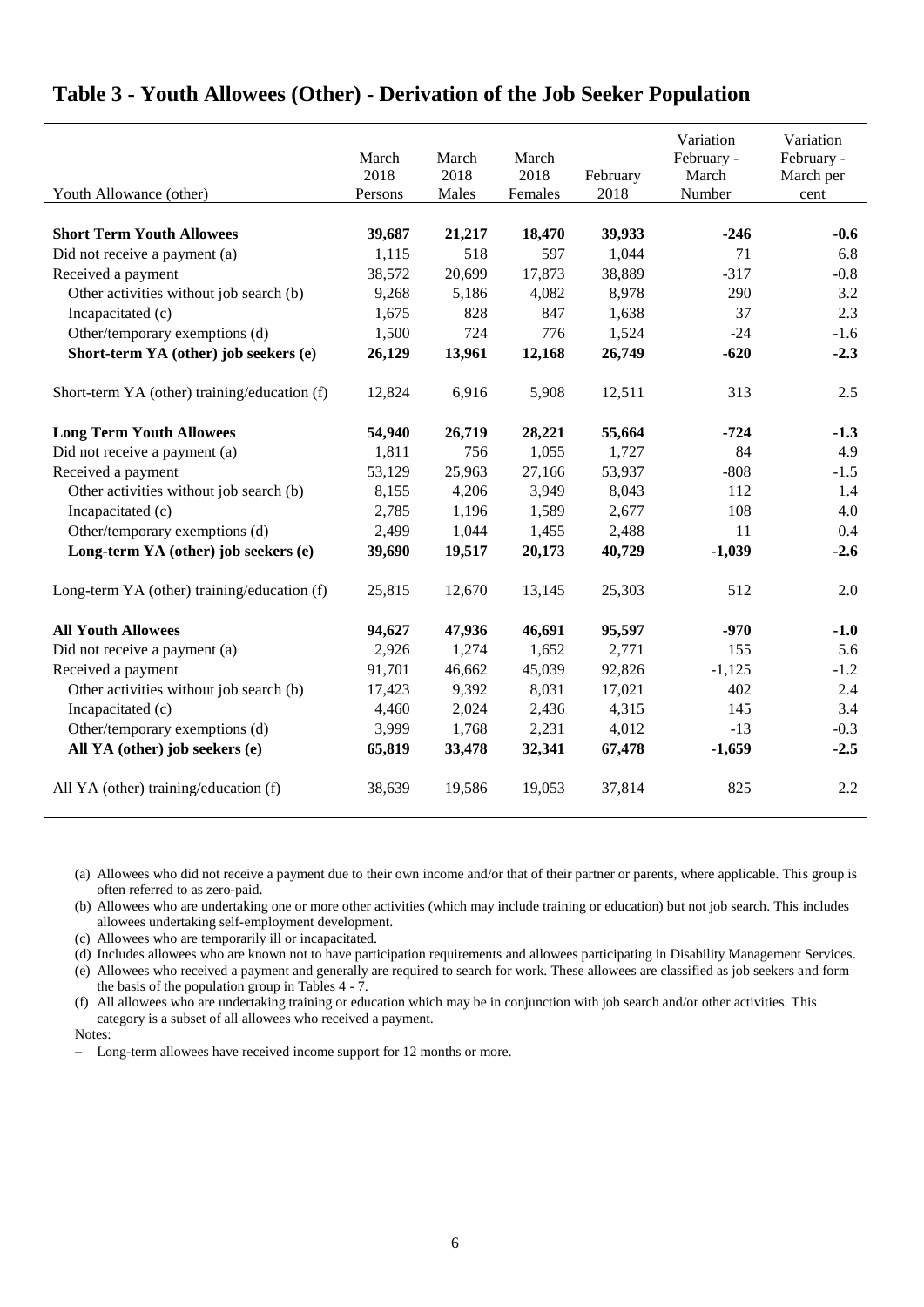# Table 3 - Youth Allowees (Other) - Derivation of the Job Seeker Population

| Youth Allowance (other) | March 2018 Persons | March 2018 Males | March 2018 Females | February 2018 | Variation February - March Number | Variation February - March per cent |
|---|---|---|---|---|---|---|
| **Short Term Youth Allowees** | **39,687** | **21,217** | **18,470** | **39,933** | **-246** | **-0.6** |
| Did not receive a payment (a) | 1,115 | 518 | 597 | 1,044 | 71 | 6.8 |
| Received a payment | 38,572 | 20,699 | 17,873 | 38,889 | -317 | -0.8 |
| Other activities without job search (b) | 9,268 | 5,186 | 4,082 | 8,978 | 290 | 3.2 |
| Incapacitated (c) | 1,675 | 828 | 847 | 1,638 | 37 | 2.3 |
| Other/temporary exemptions (d) | 1,500 | 724 | 776 | 1,524 | -24 | -1.6 |
| **Short-term YA (other) job seekers (e)** | **26,129** | **13,961** | **12,168** | **26,749** | **-620** | **-2.3** |
| Short-term YA (other) training/education (f) | 12,824 | 6,916 | 5,908 | 12,511 | 313 | 2.5 |
| **Long Term Youth Allowees** | **54,940** | **26,719** | **28,221** | **55,664** | **-724** | **-1.3** |
| Did not receive a payment (a) | 1,811 | 756 | 1,055 | 1,727 | 84 | 4.9 |
| Received a payment | 53,129 | 25,963 | 27,166 | 53,937 | -808 | -1.5 |
| Other activities without job search (b) | 8,155 | 4,206 | 3,949 | 8,043 | 112 | 1.4 |
| Incapacitated (c) | 2,785 | 1,196 | 1,589 | 2,677 | 108 | 4.0 |
| Other/temporary exemptions (d) | 2,499 | 1,044 | 1,455 | 2,488 | 11 | 0.4 |
| **Long-term YA (other) job seekers (e)** | **39,690** | **19,517** | **20,173** | **40,729** | **-1,039** | **-2.6** |
| Long-term YA (other) training/education (f) | 25,815 | 12,670 | 13,145 | 25,303 | 512 | 2.0 |
| **All Youth Allowees** | **94,627** | **47,936** | **46,691** | **95,597** | **-970** | **-1.0** |
| Did not receive a payment (a) | 2,926 | 1,274 | 1,652 | 2,771 | 155 | 5.6 |
| Received a payment | 91,701 | 46,662 | 45,039 | 92,826 | -1,125 | -1.2 |
| Other activities without job search (b) | 17,423 | 9,392 | 8,031 | 17,021 | 402 | 2.4 |
| Incapacitated (c) | 4,460 | 2,024 | 2,436 | 4,315 | 145 | 3.4 |
| Other/temporary exemptions (d) | 3,999 | 1,768 | 2,231 | 4,012 | -13 | -0.3 |
| **All YA (other) job seekers (e)** | **65,819** | **33,478** | **32,341** | **67,478** | **-1,659** | **-2.5** |
| All YA (other) training/education (f) | 38,639 | 19,586 | 19,053 | 37,814 | 825 | 2.2 |

(a) Allowees who did not receive a payment due to their own income and/or that of their partner or parents, where applicable. This group is often referred to as zero-paid.

(b) Allowees who are undertaking one or more other activities (which may include training or education) but not job search. This includes allowees undertaking self-employment development.

(c) Allowees who are temporarily ill or incapacitated.

(d) Includes allowees who are known not to have participation requirements and allowees participating in Disability Management Services.

(e) Allowees who received a payment and generally are required to search for work. These allowees are classified as job seekers and form the basis of the population group in Tables 4 - 7.

(f) All allowees who are undertaking training or education which may be in conjunction with job search and/or other activities. This category is a subset of all allowees who received a payment.

Notes:

- Long-term allowees have received income support for 12 months or more.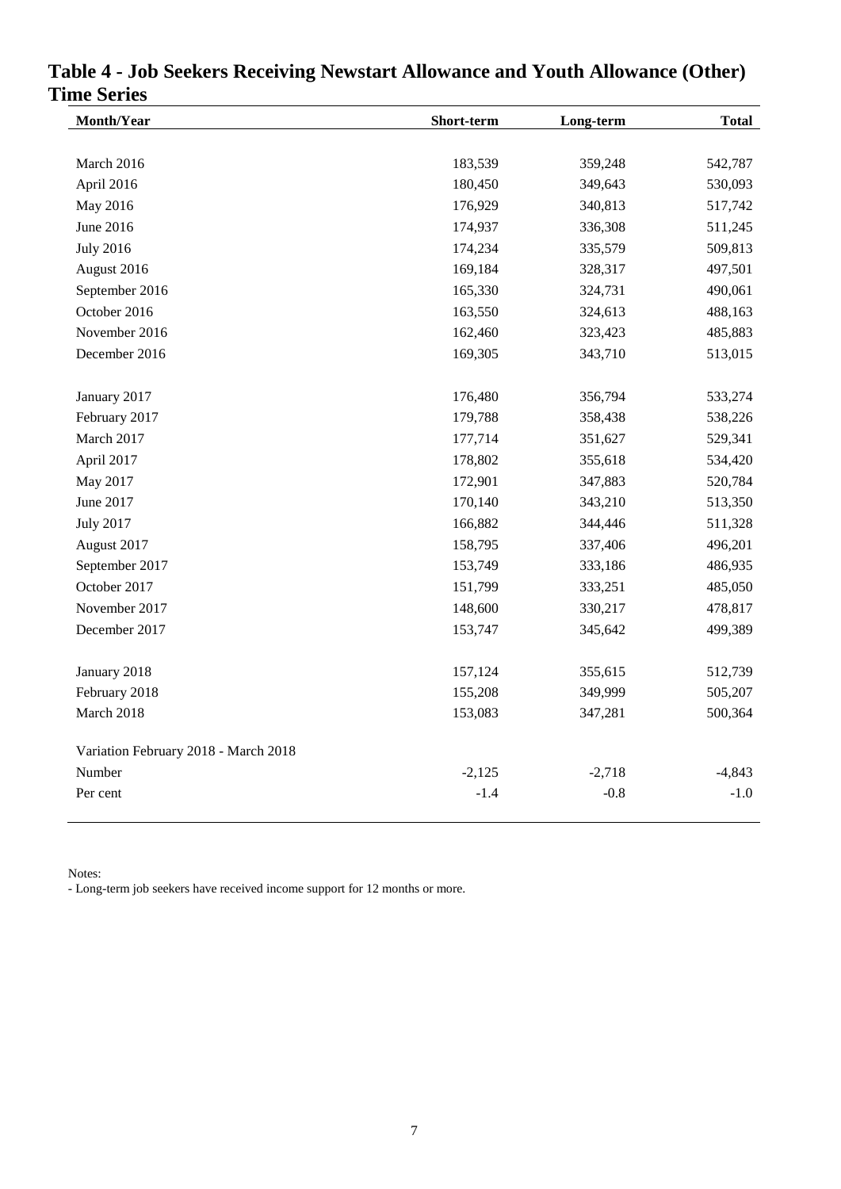# Table 4 - Job Seekers Receiving Newstart Allowance and Youth Allowance (Other) Time Series

| Month/Year | Short-term | Long-term | Total |
|---|---|---|---|
| March 2016 | 183,539 | 359,248 | 542,787 |
| April 2016 | 180,450 | 349,643 | 530,093 |
| May 2016 | 176,929 | 340,813 | 517,742 |
| June 2016 | 174,937 | 336,308 | 511,245 |
| July 2016 | 174,234 | 335,579 | 509,813 |
| August 2016 | 169,184 | 328,317 | 497,501 |
| September 2016 | 165,330 | 324,731 | 490,061 |
| October 2016 | 163,550 | 324,613 | 488,163 |
| November 2016 | 162,460 | 323,423 | 485,883 |
| December 2016 | 169,305 | 343,710 | 513,015 |
| January 2017 | 176,480 | 356,794 | 533,274 |
| February 2017 | 179,788 | 358,438 | 538,226 |
| March 2017 | 177,714 | 351,627 | 529,341 |
| April 2017 | 178,802 | 355,618 | 534,420 |
| May 2017 | 172,901 | 347,883 | 520,784 |
| June 2017 | 170,140 | 343,210 | 513,350 |
| July 2017 | 166,882 | 344,446 | 511,328 |
| August 2017 | 158,795 | 337,406 | 496,201 |
| September 2017 | 153,749 | 333,186 | 486,935 |
| October 2017 | 151,799 | 333,251 | 485,050 |
| November 2017 | 148,600 | 330,217 | 478,817 |
| December 2017 | 153,747 | 345,642 | 499,389 |
| January 2018 | 157,124 | 355,615 | 512,739 |
| February 2018 | 155,208 | 349,999 | 505,207 |
| March 2018 | 153,083 | 347,281 | 500,364 |
| Variation February 2018 - March 2018 | | | |
| Number | -2,125 | -2,718 | -4,843 |
| Per cent | -1.4 | -0.8 | -1.0 |

Notes:

- Long-term job seekers have received income support for 12 months or more.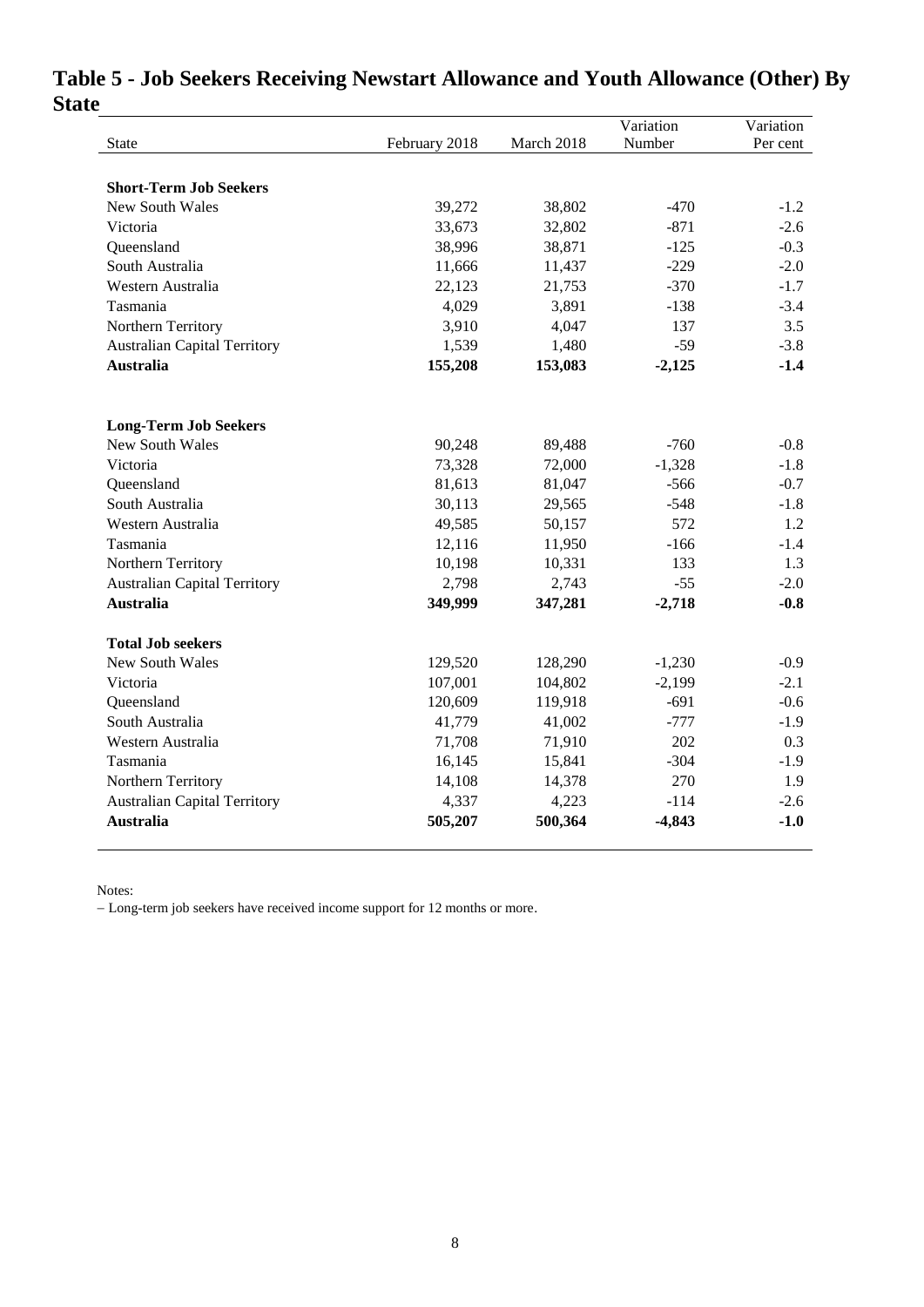# Table 5 - Job Seekers Receiving Newstart Allowance and Youth Allowance (Other) By State

| State | February 2018 | March 2018 | Variation Number | Variation Per cent |
|---|---|---|---|---|
| **Short-Term Job Seekers** | | | | |
| New South Wales | 39,272 | 38,802 | -470 | -1.2 |
| Victoria | 33,673 | 32,802 | -871 | -2.6 |
| Queensland | 38,996 | 38,871 | -125 | -0.3 |
| South Australia | 11,666 | 11,437 | -229 | -2.0 |
| Western Australia | 22,123 | 21,753 | -370 | -1.7 |
| Tasmania | 4,029 | 3,891 | -138 | -3.4 |
| Northern Territory | 3,910 | 4,047 | 137 | 3.5 |
| Australian Capital Territory | 1,539 | 1,480 | -59 | -3.8 |
| **Australia** | **155,208** | **153,083** | **-2,125** | **-1.4** |
| **Long-Term Job Seekers** | | | | |
| New South Wales | 90,248 | 89,488 | -760 | -0.8 |
| Victoria | 73,328 | 72,000 | -1,328 | -1.8 |
| Queensland | 81,613 | 81,047 | -566 | -0.7 |
| South Australia | 30,113 | 29,565 | -548 | -1.8 |
| Western Australia | 49,585 | 50,157 | 572 | 1.2 |
| Tasmania | 12,116 | 11,950 | -166 | -1.4 |
| Northern Territory | 10,198 | 10,331 | 133 | 1.3 |
| Australian Capital Territory | 2,798 | 2,743 | -55 | -2.0 |
| **Australia** | **349,999** | **347,281** | **-2,718** | **-0.8** |
| **Total Job seekers** | | | | |
| New South Wales | 129,520 | 128,290 | -1,230 | -0.9 |
| Victoria | 107,001 | 104,802 | -2,199 | -2.1 |
| Queensland | 120,609 | 119,918 | -691 | -0.6 |
| South Australia | 41,779 | 41,002 | -777 | -1.9 |
| Western Australia | 71,708 | 71,910 | 202 | 0.3 |
| Tasmania | 16,145 | 15,841 | -304 | -1.9 |
| Northern Territory | 14,108 | 14,378 | 270 | 1.9 |
| Australian Capital Territory | 4,337 | 4,223 | -114 | -2.6 |
| **Australia** | **505,207** | **500,364** | **-4,843** | **-1.0** |

Notes:

– Long-term job seekers have received income support for 12 months or more.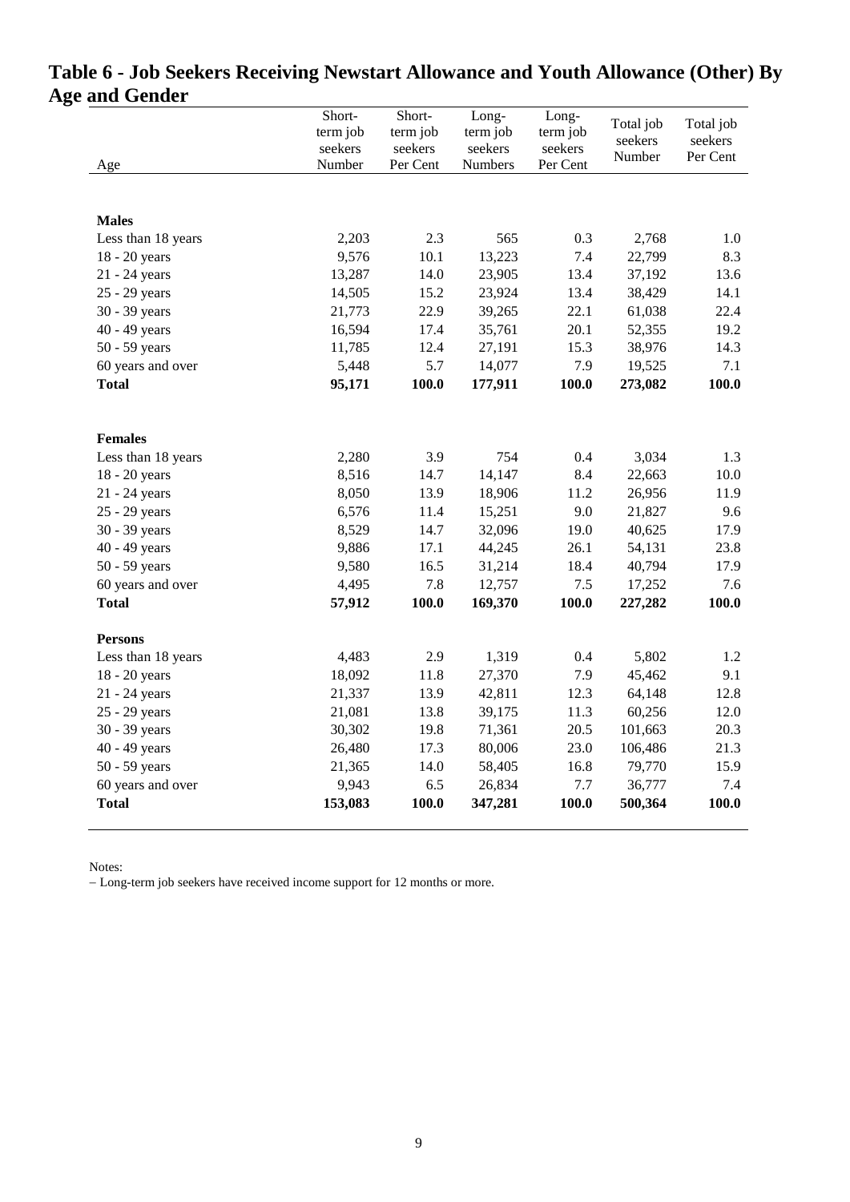## Table 6 - Job Seekers Receiving Newstart Allowance and Youth Allowance (Other) By Age and Gender

| Age | Short-term job seekers Number | Short-term job seekers Per Cent | Long-term job seekers Numbers | Long-term job seekers Per Cent | Total job seekers Number | Total job seekers Per Cent |
|---|---|---|---|---|---|---|
| **Males** | | | | | | |
| Less than 18 years | 2,203 | 2.3 | 565 | 0.3 | 2,768 | 1.0 |
| 18 - 20 years | 9,576 | 10.1 | 13,223 | 7.4 | 22,799 | 8.3 |
| 21 - 24 years | 13,287 | 14.0 | 23,905 | 13.4 | 37,192 | 13.6 |
| 25 - 29 years | 14,505 | 15.2 | 23,924 | 13.4 | 38,429 | 14.1 |
| 30 - 39 years | 21,773 | 22.9 | 39,265 | 22.1 | 61,038 | 22.4 |
| 40 - 49 years | 16,594 | 17.4 | 35,761 | 20.1 | 52,355 | 19.2 |
| 50 - 59 years | 11,785 | 12.4 | 27,191 | 15.3 | 38,976 | 14.3 |
| 60 years and over | 5,448 | 5.7 | 14,077 | 7.9 | 19,525 | 7.1 |
| **Total** | **95,171** | **100.0** | **177,911** | **100.0** | **273,082** | **100.0** |
| **Females** | | | | | | |
| Less than 18 years | 2,280 | 3.9 | 754 | 0.4 | 3,034 | 1.3 |
| 18 - 20 years | 8,516 | 14.7 | 14,147 | 8.4 | 22,663 | 10.0 |
| 21 - 24 years | 8,050 | 13.9 | 18,906 | 11.2 | 26,956 | 11.9 |
| 25 - 29 years | 6,576 | 11.4 | 15,251 | 9.0 | 21,827 | 9.6 |
| 30 - 39 years | 8,529 | 14.7 | 32,096 | 19.0 | 40,625 | 17.9 |
| 40 - 49 years | 9,886 | 17.1 | 44,245 | 26.1 | 54,131 | 23.8 |
| 50 - 59 years | 9,580 | 16.5 | 31,214 | 18.4 | 40,794 | 17.9 |
| 60 years and over | 4,495 | 7.8 | 12,757 | 7.5 | 17,252 | 7.6 |
| **Total** | **57,912** | **100.0** | **169,370** | **100.0** | **227,282** | **100.0** |
| **Persons** | | | | | | |
| Less than 18 years | 4,483 | 2.9 | 1,319 | 0.4 | 5,802 | 1.2 |
| 18 - 20 years | 18,092 | 11.8 | 27,370 | 7.9 | 45,462 | 9.1 |
| 21 - 24 years | 21,337 | 13.9 | 42,811 | 12.3 | 64,148 | 12.8 |
| 25 - 29 years | 21,081 | 13.8 | 39,175 | 11.3 | 60,256 | 12.0 |
| 30 - 39 years | 30,302 | 19.8 | 71,361 | 20.5 | 101,663 | 20.3 |
| 40 - 49 years | 26,480 | 17.3 | 80,006 | 23.0 | 106,486 | 21.3 |
| 50 - 59 years | 21,365 | 14.0 | 58,405 | 16.8 | 79,770 | 15.9 |
| 60 years and over | 9,943 | 6.5 | 26,834 | 7.7 | 36,777 | 7.4 |
| **Total** | **153,083** | **100.0** | **347,281** | **100.0** | **500,364** | **100.0** |

Notes:

– Long-term job seekers have received income support for 12 months or more.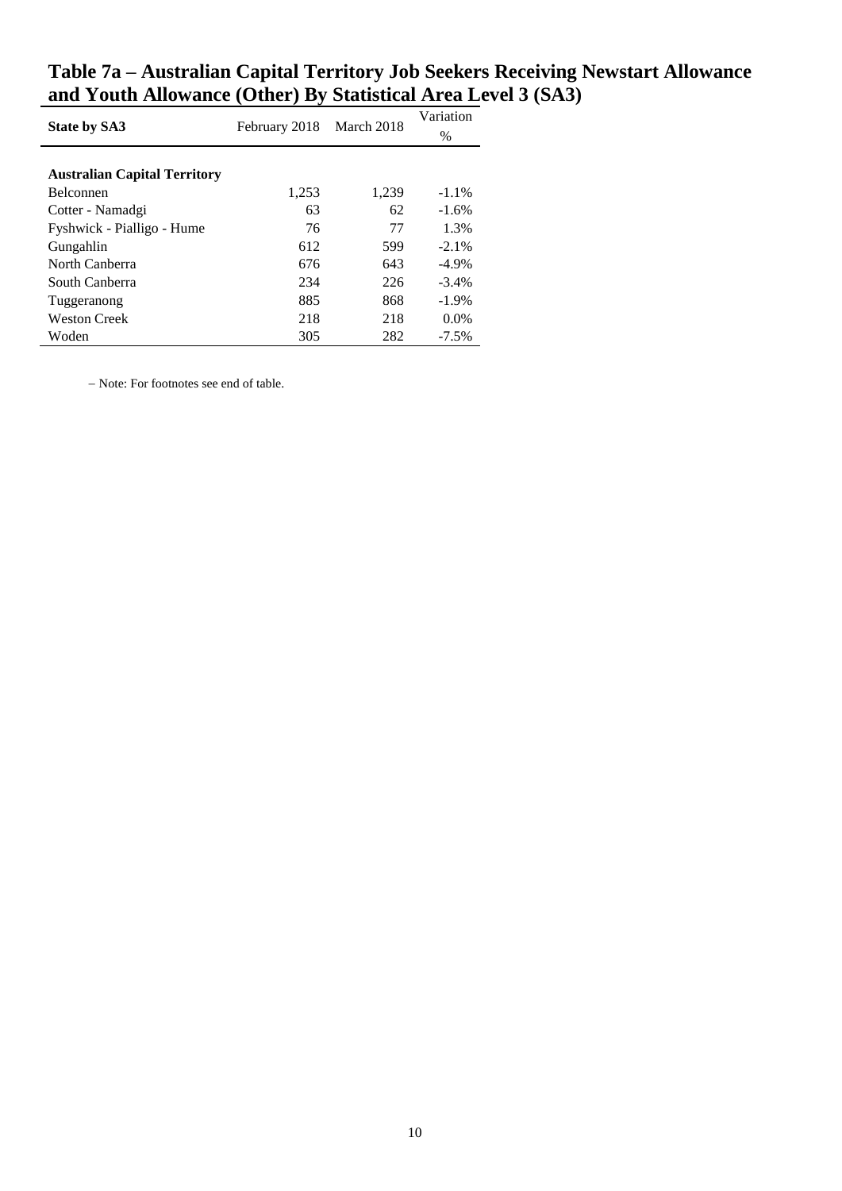## Table 7a – Australian Capital Territory Job Seekers Receiving Newstart Allowance and Youth Allowance (Other) By Statistical Area Level 3 (SA3)

| State by SA3 | February 2018 | March 2018 | Variation % |
|---|---|---|---|
| **Australian Capital Territory** | | | |
| Belconnen | 1,253 | 1,239 | -1.1% |
| Cotter - Namadgi | 63 | 62 | -1.6% |
| Fyshwick - Pialligo - Hume | 76 | 77 | 1.3% |
| Gungahlin | 612 | 599 | -2.1% |
| North Canberra | 676 | 643 | -4.9% |
| South Canberra | 234 | 226 | -3.4% |
| Tuggeranong | 885 | 868 | -1.9% |
| Weston Creek | 218 | 218 | 0.0% |
| Woden | 305 | 282 | -7.5% |

– Note: For footnotes see end of table.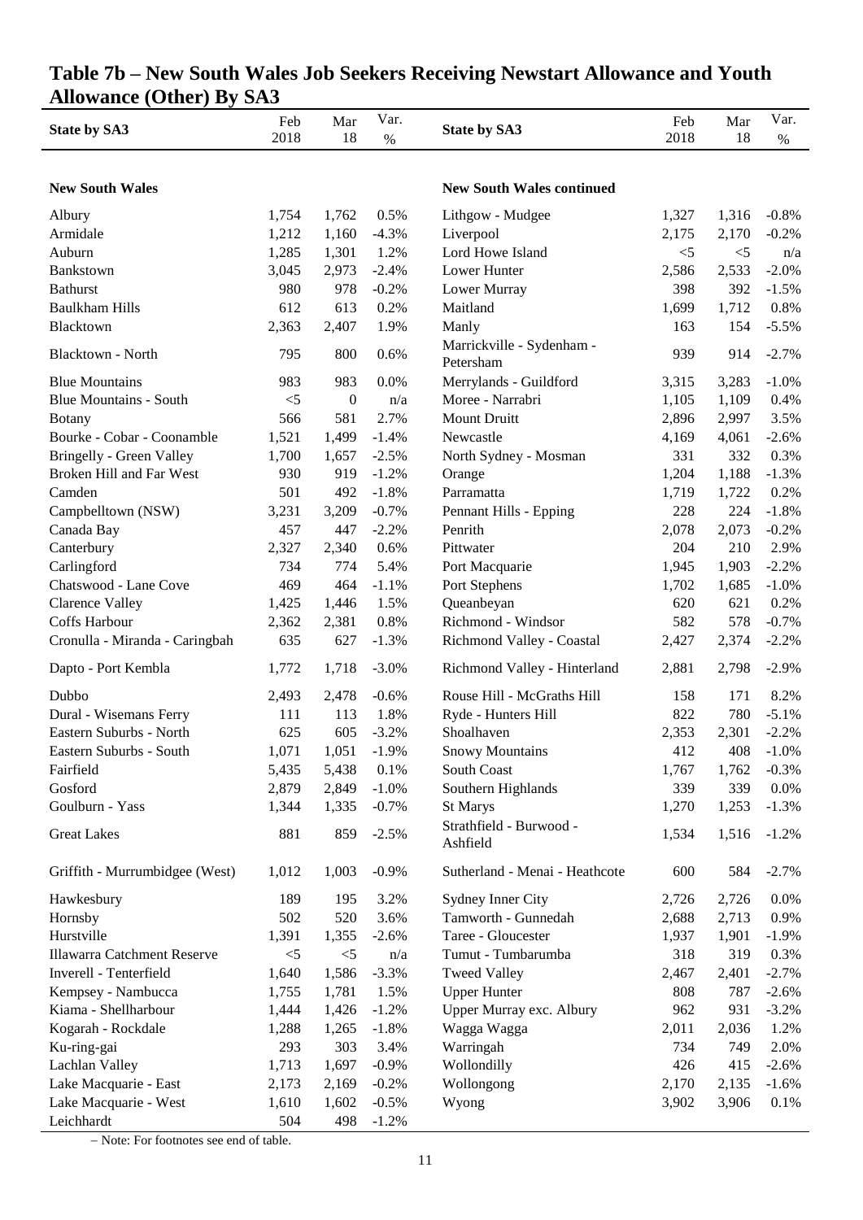# Table 7b – New South Wales Job Seekers Receiving Newstart Allowance and Youth Allowance (Other) By SA3

| State by SA3 | Feb 2018 | Mar 18 | Var. % | State by SA3 | Feb 2018 | Mar 18 | Var. % |
|---|---|---|---|---|---|---|---|
| **New South Wales** | | | | **New South Wales continued** | | | |
| Albury | 1,754 | 1,762 | 0.5% | Lithgow - Mudgee | 1,327 | 1,316 | -0.8% |
| Armidale | 1,212 | 1,160 | -4.3% | Liverpool | 2,175 | 2,170 | -0.2% |
| Auburn | 1,285 | 1,301 | 1.2% | Lord Howe Island | <5 | <5 | n/a |
| Bankstown | 3,045 | 2,973 | -2.4% | Lower Hunter | 2,586 | 2,533 | -2.0% |
| Bathurst | 980 | 978 | -0.2% | Lower Murray | 398 | 392 | -1.5% |
| Baulkham Hills | 612 | 613 | 0.2% | Maitland | 1,699 | 1,712 | 0.8% |
| Blacktown | 2,363 | 2,407 | 1.9% | Manly | 163 | 154 | -5.5% |
| Blacktown - North | 795 | 800 | 0.6% | Marrickville - Sydenham - Petersham | 939 | 914 | -2.7% |
| Blue Mountains | 983 | 983 | 0.0% | Merrylands - Guildford | 3,315 | 3,283 | -1.0% |
| Blue Mountains - South | <5 | 0 | n/a | Moree - Narrabri | 1,105 | 1,109 | 0.4% |
| Botany | 566 | 581 | 2.7% | Mount Druitt | 2,896 | 2,997 | 3.5% |
| Bourke - Cobar - Coonamble | 1,521 | 1,499 | -1.4% | Newcastle | 4,169 | 4,061 | -2.6% |
| Bringelly - Green Valley | 1,700 | 1,657 | -2.5% | North Sydney - Mosman | 331 | 332 | 0.3% |
| Broken Hill and Far West | 930 | 919 | -1.2% | Orange | 1,204 | 1,188 | -1.3% |
| Camden | 501 | 492 | -1.8% | Parramatta | 1,719 | 1,722 | 0.2% |
| Campbelltown (NSW) | 3,231 | 3,209 | -0.7% | Pennant Hills - Epping | 228 | 224 | -1.8% |
| Canada Bay | 457 | 447 | -2.2% | Penrith | 2,078 | 2,073 | -0.2% |
| Canterbury | 2,327 | 2,340 | 0.6% | Pittwater | 204 | 210 | 2.9% |
| Carlingford | 734 | 774 | 5.4% | Port Macquarie | 1,945 | 1,903 | -2.2% |
| Chatswood - Lane Cove | 469 | 464 | -1.1% | Port Stephens | 1,702 | 1,685 | -1.0% |
| Clarence Valley | 1,425 | 1,446 | 1.5% | Queanbeyan | 620 | 621 | 0.2% |
| Coffs Harbour | 2,362 | 2,381 | 0.8% | Richmond - Windsor | 582 | 578 | -0.7% |
| Cronulla - Miranda - Caringbah | 635 | 627 | -1.3% | Richmond Valley - Coastal | 2,427 | 2,374 | -2.2% |
| Dapto - Port Kembla | 1,772 | 1,718 | -3.0% | Richmond Valley - Hinterland | 2,881 | 2,798 | -2.9% |
| Dubbo | 2,493 | 2,478 | -0.6% | Rouse Hill - McGraths Hill | 158 | 171 | 8.2% |
| Dural - Wisemans Ferry | 111 | 113 | 1.8% | Ryde - Hunters Hill | 822 | 780 | -5.1% |
| Eastern Suburbs - North | 625 | 605 | -3.2% | Shoalhaven | 2,353 | 2,301 | -2.2% |
| Eastern Suburbs - South | 1,071 | 1,051 | -1.9% | Snowy Mountains | 412 | 408 | -1.0% |
| Fairfield | 5,435 | 5,438 | 0.1% | South Coast | 1,767 | 1,762 | -0.3% |
| Gosford | 2,879 | 2,849 | -1.0% | Southern Highlands | 339 | 339 | 0.0% |
| Goulburn - Yass | 1,344 | 1,335 | -0.7% | St Marys | 1,270 | 1,253 | -1.3% |
| Great Lakes | 881 | 859 | -2.5% | Strathfield - Burwood - Ashfield | 1,534 | 1,516 | -1.2% |
| Griffith - Murrumbidgee (West) | 1,012 | 1,003 | -0.9% | Sutherland - Menai - Heathcote | 600 | 584 | -2.7% |
| Hawkesbury | 189 | 195 | 3.2% | Sydney Inner City | 2,726 | 2,726 | 0.0% |
| Hornsby | 502 | 520 | 3.6% | Tamworth - Gunnedah | 2,688 | 2,713 | 0.9% |
| Hurstville | 1,391 | 1,355 | -2.6% | Taree - Gloucester | 1,937 | 1,901 | -1.9% |
| Illawarra Catchment Reserve | <5 | <5 | n/a | Tumut - Tumbarumba | 318 | 319 | 0.3% |
| Inverell - Tenterfield | 1,640 | 1,586 | -3.3% | Tweed Valley | 2,467 | 2,401 | -2.7% |
| Kempsey - Nambucca | 1,755 | 1,781 | 1.5% | Upper Hunter | 808 | 787 | -2.6% |
| Kiama - Shellharbour | 1,444 | 1,426 | -1.2% | Upper Murray exc. Albury | 962 | 931 | -3.2% |
| Kogarah - Rockdale | 1,288 | 1,265 | -1.8% | Wagga Wagga | 2,011 | 2,036 | 1.2% |
| Ku-ring-gai | 293 | 303 | 3.4% | Warringah | 734 | 749 | 2.0% |
| Lachlan Valley | 1,713 | 1,697 | -0.9% | Wollondilly | 426 | 415 | -2.6% |
| Lake Macquarie - East | 2,173 | 2,169 | -0.2% | Wollongong | 2,170 | 2,135 | -1.6% |
| Lake Macquarie - West | 1,610 | 1,602 | -0.5% | Wyong | 3,902 | 3,906 | 0.1% |
| Leichhardt | 504 | 498 | -1.2% | | | | |

– Note: For footnotes see end of table.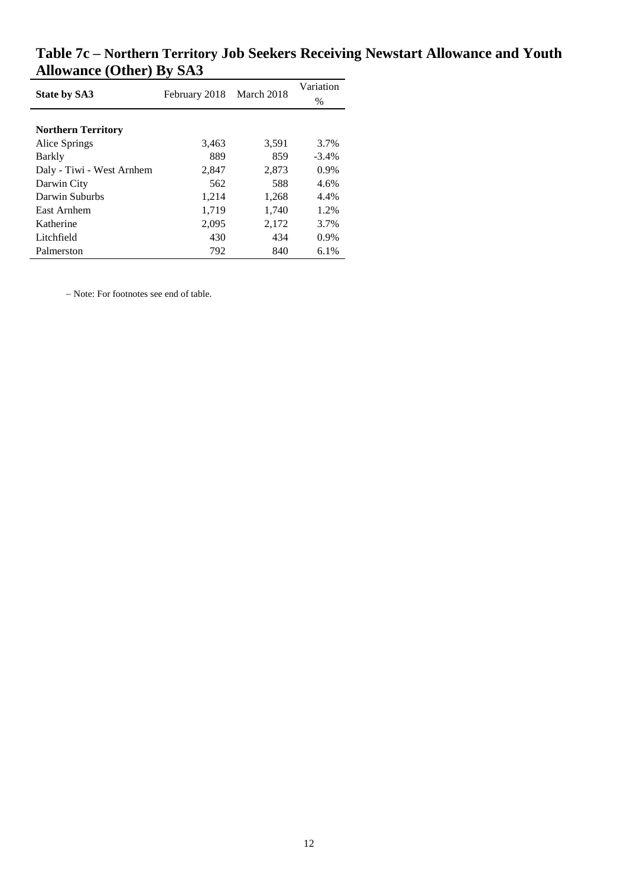## Table 7c – Northern Territory Job Seekers Receiving Newstart Allowance and Youth Allowance (Other) By SA3

| State by SA3 | February 2018 | March 2018 | Variation % |
|---|---|---|---|
| **Northern Territory** | | | |
| Alice Springs | 3,463 | 3,591 | 3.7% |
| Barkly | 889 | 859 | -3.4% |
| Daly - Tiwi - West Arnhem | 2,847 | 2,873 | 0.9% |
| Darwin City | 562 | 588 | 4.6% |
| Darwin Suburbs | 1,214 | 1,268 | 4.4% |
| East Arnhem | 1,719 | 1,740 | 1.2% |
| Katherine | 2,095 | 2,172 | 3.7% |
| Litchfield | 430 | 434 | 0.9% |
| Palmerston | 792 | 840 | 6.1% |

– Note: For footnotes see end of table.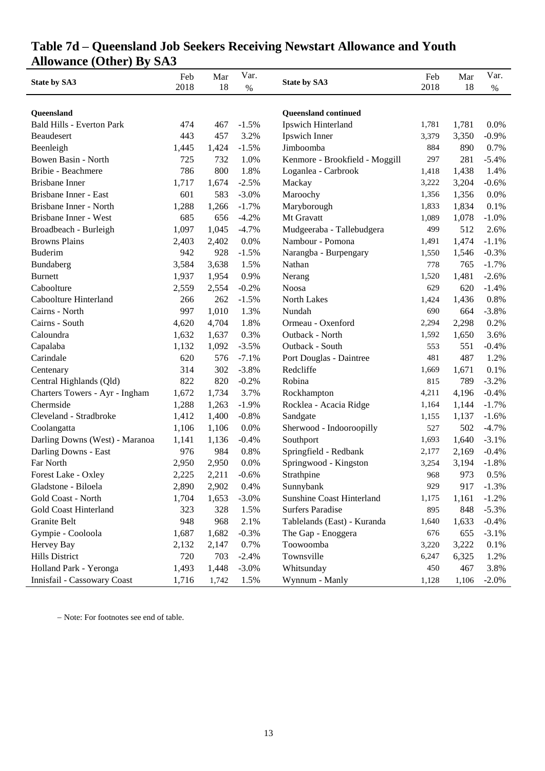# Table 7d – Queensland Job Seekers Receiving Newstart Allowance and Youth Allowance (Other) By SA3

| State by SA3 | Feb 2018 | Mar 18 | Var. % | State by SA3 | Feb 2018 | Mar 18 | Var. % |
|---|---|---|---|---|---|---|---|
| **Queensland** | | | | **Queensland continued** | | | |
| Bald Hills - Everton Park | 474 | 467 | -1.5% | Ipswich Hinterland | 1,781 | 1,781 | 0.0% |
| Beaudesert | 443 | 457 | 3.2% | Ipswich Inner | 3,379 | 3,350 | -0.9% |
| Beenleigh | 1,445 | 1,424 | -1.5% | Jimboomba | 884 | 890 | 0.7% |
| Bowen Basin - North | 725 | 732 | 1.0% | Kenmore - Brookfield - Moggill | 297 | 281 | -5.4% |
| Bribie - Beachmere | 786 | 800 | 1.8% | Loganlea - Carbrook | 1,418 | 1,438 | 1.4% |
| Brisbane Inner | 1,717 | 1,674 | -2.5% | Mackay | 3,222 | 3,204 | -0.6% |
| Brisbane Inner - East | 601 | 583 | -3.0% | Maroochy | 1,356 | 1,356 | 0.0% |
| Brisbane Inner - North | 1,288 | 1,266 | -1.7% | Maryborough | 1,833 | 1,834 | 0.1% |
| Brisbane Inner - West | 685 | 656 | -4.2% | Mt Gravatt | 1,089 | 1,078 | -1.0% |
| Broadbeach - Burleigh | 1,097 | 1,045 | -4.7% | Mudgeeraba - Tallebudgera | 499 | 512 | 2.6% |
| Browns Plains | 2,403 | 2,402 | 0.0% | Nambour - Pomona | 1,491 | 1,474 | -1.1% |
| Buderim | 942 | 928 | -1.5% | Narangba - Burpengary | 1,550 | 1,546 | -0.3% |
| Bundaberg | 3,584 | 3,638 | 1.5% | Nathan | 778 | 765 | -1.7% |
| Burnett | 1,937 | 1,954 | 0.9% | Nerang | 1,520 | 1,481 | -2.6% |
| Caboolture | 2,559 | 2,554 | -0.2% | Noosa | 629 | 620 | -1.4% |
| Caboolture Hinterland | 266 | 262 | -1.5% | North Lakes | 1,424 | 1,436 | 0.8% |
| Cairns - North | 997 | 1,010 | 1.3% | Nundah | 690 | 664 | -3.8% |
| Cairns - South | 4,620 | 4,704 | 1.8% | Ormeau - Oxenford | 2,294 | 2,298 | 0.2% |
| Caloundra | 1,632 | 1,637 | 0.3% | Outback - North | 1,592 | 1,650 | 3.6% |
| Capalaba | 1,132 | 1,092 | -3.5% | Outback - South | 553 | 551 | -0.4% |
| Carindale | 620 | 576 | -7.1% | Port Douglas - Daintree | 481 | 487 | 1.2% |
| Centenary | 314 | 302 | -3.8% | Redcliffe | 1,669 | 1,671 | 0.1% |
| Central Highlands (Qld) | 822 | 820 | -0.2% | Robina | 815 | 789 | -3.2% |
| Charters Towers - Ayr - Ingham | 1,672 | 1,734 | 3.7% | Rockhampton | 4,211 | 4,196 | -0.4% |
| Chermside | 1,288 | 1,263 | -1.9% | Rocklea - Acacia Ridge | 1,164 | 1,144 | -1.7% |
| Cleveland - Stradbroke | 1,412 | 1,400 | -0.8% | Sandgate | 1,155 | 1,137 | -1.6% |
| Coolangatta | 1,106 | 1,106 | 0.0% | Sherwood - Indooroopilly | 527 | 502 | -4.7% |
| Darling Downs (West) - Maranoa | 1,141 | 1,136 | -0.4% | Southport | 1,693 | 1,640 | -3.1% |
| Darling Downs - East | 976 | 984 | 0.8% | Springfield - Redbank | 2,177 | 2,169 | -0.4% |
| Far North | 2,950 | 2,950 | 0.0% | Springwood - Kingston | 3,254 | 3,194 | -1.8% |
| Forest Lake - Oxley | 2,225 | 2,211 | -0.6% | Strathpine | 968 | 973 | 0.5% |
| Gladstone - Biloela | 2,890 | 2,902 | 0.4% | Sunnybank | 929 | 917 | -1.3% |
| Gold Coast - North | 1,704 | 1,653 | -3.0% | Sunshine Coast Hinterland | 1,175 | 1,161 | -1.2% |
| Gold Coast Hinterland | 323 | 328 | 1.5% | Surfers Paradise | 895 | 848 | -5.3% |
| Granite Belt | 948 | 968 | 2.1% | Tablelands (East) - Kuranda | 1,640 | 1,633 | -0.4% |
| Gympie - Cooloola | 1,687 | 1,682 | -0.3% | The Gap - Enoggera | 676 | 655 | -3.1% |
| Hervey Bay | 2,132 | 2,147 | 0.7% | Toowoomba | 3,220 | 3,222 | 0.1% |
| Hills District | 720 | 703 | -2.4% | Townsville | 6,247 | 6,325 | 1.2% |
| Holland Park - Yeronga | 1,493 | 1,448 | -3.0% | Whitsunday | 450 | 467 | 3.8% |
| Innisfail - Cassowary Coast | 1,716 | 1,742 | 1.5% | Wynnum - Manly | 1,128 | 1,106 | -2.0% |

– Note: For footnotes see end of table.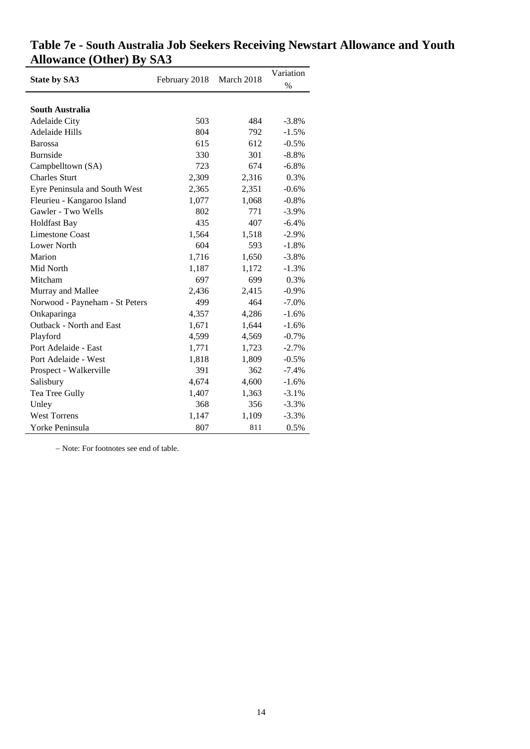## Table 7e - South Australia Job Seekers Receiving Newstart Allowance and Youth Allowance (Other) By SA3

| State by SA3 | February 2018 | March 2018 | Variation % |
|---|---|---|---|
| **South Australia** | | | |
| Adelaide City | 503 | 484 | -3.8% |
| Adelaide Hills | 804 | 792 | -1.5% |
| Barossa | 615 | 612 | -0.5% |
| Burnside | 330 | 301 | -8.8% |
| Campbelltown (SA) | 723 | 674 | -6.8% |
| Charles Sturt | 2,309 | 2,316 | 0.3% |
| Eyre Peninsula and South West | 2,365 | 2,351 | -0.6% |
| Fleurieu - Kangaroo Island | 1,077 | 1,068 | -0.8% |
| Gawler - Two Wells | 802 | 771 | -3.9% |
| Holdfast Bay | 435 | 407 | -6.4% |
| Limestone Coast | 1,564 | 1,518 | -2.9% |
| Lower North | 604 | 593 | -1.8% |
| Marion | 1,716 | 1,650 | -3.8% |
| Mid North | 1,187 | 1,172 | -1.3% |
| Mitcham | 697 | 699 | 0.3% |
| Murray and Mallee | 2,436 | 2,415 | -0.9% |
| Norwood - Payneham - St Peters | 499 | 464 | -7.0% |
| Onkaparinga | 4,357 | 4,286 | -1.6% |
| Outback - North and East | 1,671 | 1,644 | -1.6% |
| Playford | 4,599 | 4,569 | -0.7% |
| Port Adelaide - East | 1,771 | 1,723 | -2.7% |
| Port Adelaide - West | 1,818 | 1,809 | -0.5% |
| Prospect - Walkerville | 391 | 362 | -7.4% |
| Salisbury | 4,674 | 4,600 | -1.6% |
| Tea Tree Gully | 1,407 | 1,363 | -3.1% |
| Unley | 368 | 356 | -3.3% |
| West Torrens | 1,147 | 1,109 | -3.3% |
| Yorke Peninsula | 807 | 811 | 0.5% |

– Note: For footnotes see end of table.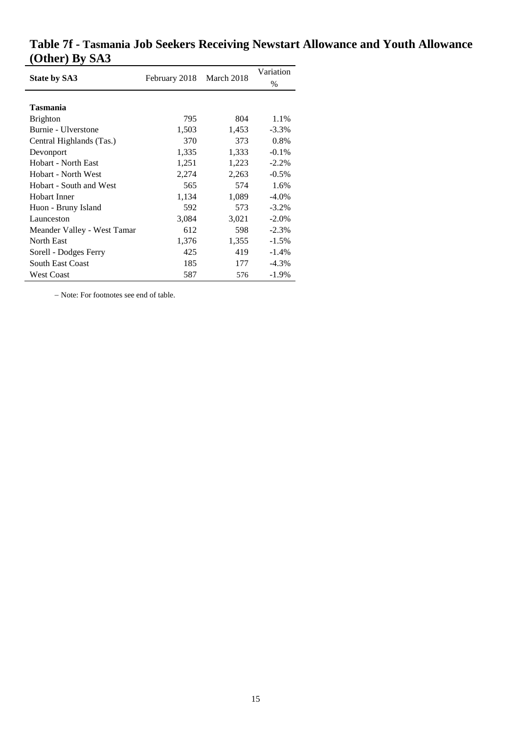# Table 7f - Tasmania Job Seekers Receiving Newstart Allowance and Youth Allowance (Other) By SA3

| State by SA3 | February 2018 | March 2018 | Variation % |
|---|---|---|---|
| **Tasmania** | | | |
| Brighton | 795 | 804 | 1.1% |
| Burnie - Ulverstone | 1,503 | 1,453 | -3.3% |
| Central Highlands (Tas.) | 370 | 373 | 0.8% |
| Devonport | 1,335 | 1,333 | -0.1% |
| Hobart - North East | 1,251 | 1,223 | -2.2% |
| Hobart - North West | 2,274 | 2,263 | -0.5% |
| Hobart - South and West | 565 | 574 | 1.6% |
| Hobart Inner | 1,134 | 1,089 | -4.0% |
| Huon - Bruny Island | 592 | 573 | -3.2% |
| Launceston | 3,084 | 3,021 | -2.0% |
| Meander Valley - West Tamar | 612 | 598 | -2.3% |
| North East | 1,376 | 1,355 | -1.5% |
| Sorell - Dodges Ferry | 425 | 419 | -1.4% |
| South East Coast | 185 | 177 | -4.3% |
| West Coast | 587 | 576 | -1.9% |

– Note: For footnotes see end of table.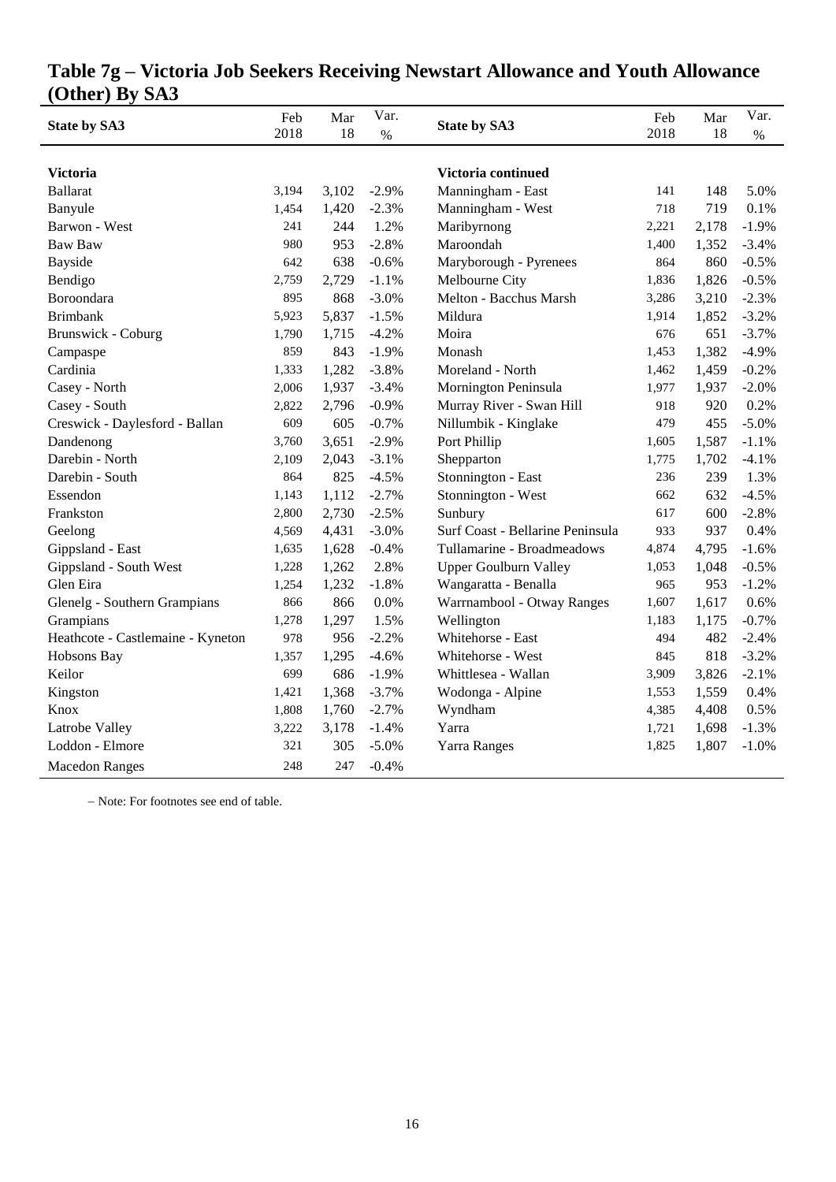## Table 7g – Victoria Job Seekers Receiving Newstart Allowance and Youth Allowance (Other) By SA3

| State by SA3 | Feb 2018 | Mar 18 | Var. % | State by SA3 | Feb 2018 | Mar 18 | Var. % |
|---|---|---|---|---|---|---|---|
| **Victoria** | | | | **Victoria continued** | | | |
| Ballarat | 3,194 | 3,102 | -2.9% | Manningham - East | 141 | 148 | 5.0% |
| Banyule | 1,454 | 1,420 | -2.3% | Manningham - West | 718 | 719 | 0.1% |
| Barwon - West | 241 | 244 | 1.2% | Maribyrnong | 2,221 | 2,178 | -1.9% |
| Baw Baw | 980 | 953 | -2.8% | Maroondah | 1,400 | 1,352 | -3.4% |
| Bayside | 642 | 638 | -0.6% | Maryborough - Pyrenees | 864 | 860 | -0.5% |
| Bendigo | 2,759 | 2,729 | -1.1% | Melbourne City | 1,836 | 1,826 | -0.5% |
| Boroondara | 895 | 868 | -3.0% | Melton - Bacchus Marsh | 3,286 | 3,210 | -2.3% |
| Brimbank | 5,923 | 5,837 | -1.5% | Mildura | 1,914 | 1,852 | -3.2% |
| Brunswick - Coburg | 1,790 | 1,715 | -4.2% | Moira | 676 | 651 | -3.7% |
| Campaspe | 859 | 843 | -1.9% | Monash | 1,453 | 1,382 | -4.9% |
| Cardinia | 1,333 | 1,282 | -3.8% | Moreland - North | 1,462 | 1,459 | -0.2% |
| Casey - North | 2,006 | 1,937 | -3.4% | Mornington Peninsula | 1,977 | 1,937 | -2.0% |
| Casey - South | 2,822 | 2,796 | -0.9% | Murray River - Swan Hill | 918 | 920 | 0.2% |
| Creswick - Daylesford - Ballan | 609 | 605 | -0.7% | Nillumbik - Kinglake | 479 | 455 | -5.0% |
| Dandenong | 3,760 | 3,651 | -2.9% | Port Phillip | 1,605 | 1,587 | -1.1% |
| Darebin - North | 2,109 | 2,043 | -3.1% | Shepparton | 1,775 | 1,702 | -4.1% |
| Darebin - South | 864 | 825 | -4.5% | Stonnington - East | 236 | 239 | 1.3% |
| Essendon | 1,143 | 1,112 | -2.7% | Stonnington - West | 662 | 632 | -4.5% |
| Frankston | 2,800 | 2,730 | -2.5% | Sunbury | 617 | 600 | -2.8% |
| Geelong | 4,569 | 4,431 | -3.0% | Surf Coast - Bellarine Peninsula | 933 | 937 | 0.4% |
| Gippsland - East | 1,635 | 1,628 | -0.4% | Tullamarine - Broadmeadows | 4,874 | 4,795 | -1.6% |
| Gippsland - South West | 1,228 | 1,262 | 2.8% | Upper Goulburn Valley | 1,053 | 1,048 | -0.5% |
| Glen Eira | 1,254 | 1,232 | -1.8% | Wangaratta - Benalla | 965 | 953 | -1.2% |
| Glenelg - Southern Grampians | 866 | 866 | 0.0% | Warrnambool - Otway Ranges | 1,607 | 1,617 | 0.6% |
| Grampians | 1,278 | 1,297 | 1.5% | Wellington | 1,183 | 1,175 | -0.7% |
| Heathcote - Castlemaine - Kyneton | 978 | 956 | -2.2% | Whitehorse - East | 494 | 482 | -2.4% |
| Hobsons Bay | 1,357 | 1,295 | -4.6% | Whitehorse - West | 845 | 818 | -3.2% |
| Keilor | 699 | 686 | -1.9% | Whittlesea - Wallan | 3,909 | 3,826 | -2.1% |
| Kingston | 1,421 | 1,368 | -3.7% | Wodonga - Alpine | 1,553 | 1,559 | 0.4% |
| Knox | 1,808 | 1,760 | -2.7% | Wyndham | 4,385 | 4,408 | 0.5% |
| Latrobe Valley | 3,222 | 3,178 | -1.4% | Yarra | 1,721 | 1,698 | -1.3% |
| Loddon - Elmore | 321 | 305 | -5.0% | Yarra Ranges | 1,825 | 1,807 | -1.0% |
| Macedon Ranges | 248 | 247 | -0.4% | | | | |

– Note: For footnotes see end of table.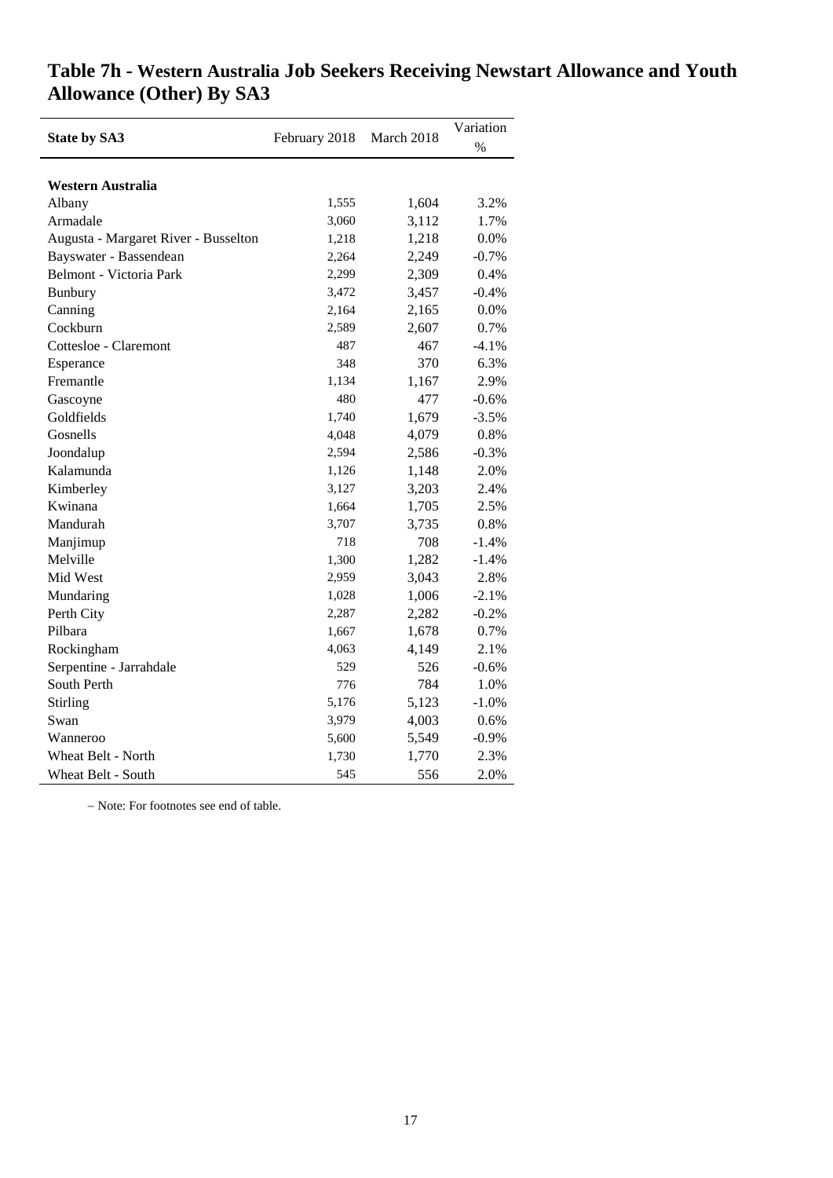# Table 7h - Western Australia Job Seekers Receiving Newstart Allowance and Youth Allowance (Other) By SA3

| State by SA3 | February 2018 | March 2018 | Variation % |
|---|---|---|---|
| **Western Australia** | | | |
| Albany | 1,555 | 1,604 | 3.2% |
| Armadale | 3,060 | 3,112 | 1.7% |
| Augusta - Margaret River - Busselton | 1,218 | 1,218 | 0.0% |
| Bayswater - Bassendean | 2,264 | 2,249 | -0.7% |
| Belmont - Victoria Park | 2,299 | 2,309 | 0.4% |
| Bunbury | 3,472 | 3,457 | -0.4% |
| Canning | 2,164 | 2,165 | 0.0% |
| Cockburn | 2,589 | 2,607 | 0.7% |
| Cottesloe - Claremont | 487 | 467 | -4.1% |
| Esperance | 348 | 370 | 6.3% |
| Fremantle | 1,134 | 1,167 | 2.9% |
| Gascoyne | 480 | 477 | -0.6% |
| Goldfields | 1,740 | 1,679 | -3.5% |
| Gosnells | 4,048 | 4,079 | 0.8% |
| Joondalup | 2,594 | 2,586 | -0.3% |
| Kalamunda | 1,126 | 1,148 | 2.0% |
| Kimberley | 3,127 | 3,203 | 2.4% |
| Kwinana | 1,664 | 1,705 | 2.5% |
| Mandurah | 3,707 | 3,735 | 0.8% |
| Manjimup | 718 | 708 | -1.4% |
| Melville | 1,300 | 1,282 | -1.4% |
| Mid West | 2,959 | 3,043 | 2.8% |
| Mundaring | 1,028 | 1,006 | -2.1% |
| Perth City | 2,287 | 2,282 | -0.2% |
| Pilbara | 1,667 | 1,678 | 0.7% |
| Rockingham | 4,063 | 4,149 | 2.1% |
| Serpentine - Jarrahdale | 529 | 526 | -0.6% |
| South Perth | 776 | 784 | 1.0% |
| Stirling | 5,176 | 5,123 | -1.0% |
| Swan | 3,979 | 4,003 | 0.6% |
| Wanneroo | 5,600 | 5,549 | -0.9% |
| Wheat Belt - North | 1,730 | 1,770 | 2.3% |
| Wheat Belt - South | 545 | 556 | 2.0% |

– Note: For footnotes see end of table.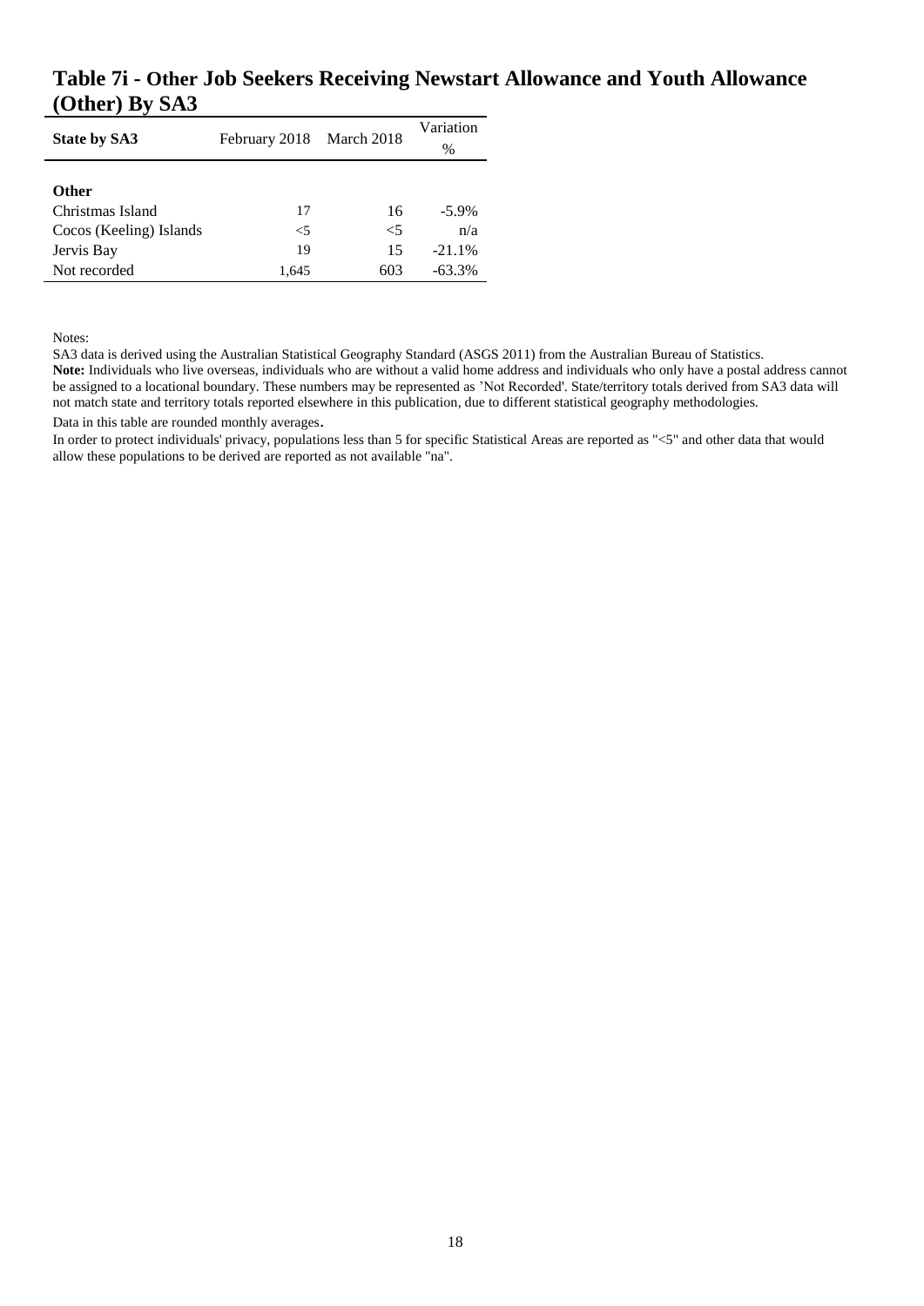## Table 7i - Other Job Seekers Receiving Newstart Allowance and Youth Allowance (Other) By SA3

| State by SA3 | February 2018 | March 2018 | Variation % |
| --- | --- | --- | --- |
| **Other** | | | |
| Christmas Island | 17 | 16 | -5.9% |
| Cocos (Keeling) Islands | <5 | <5 | n/a |
| Jervis Bay | 19 | 15 | -21.1% |
| Not recorded | 1,645 | 603 | -63.3% |

Notes:

SA3 data is derived using the Australian Statistical Geography Standard (ASGS 2011) from the Australian Bureau of Statistics.

**Note:** Individuals who live overseas, individuals who are without a valid home address and individuals who only have a postal address cannot be assigned to a locational boundary. These numbers may be represented as 'Not Recorded'. State/territory totals derived from SA3 data will not match state and territory totals reported elsewhere in this publication, due to different statistical geography methodologies.

Data in this table are rounded monthly averages.

In order to protect individuals' privacy, populations less than 5 for specific Statistical Areas are reported as "<5" and other data that would allow these populations to be derived are reported as not available "na".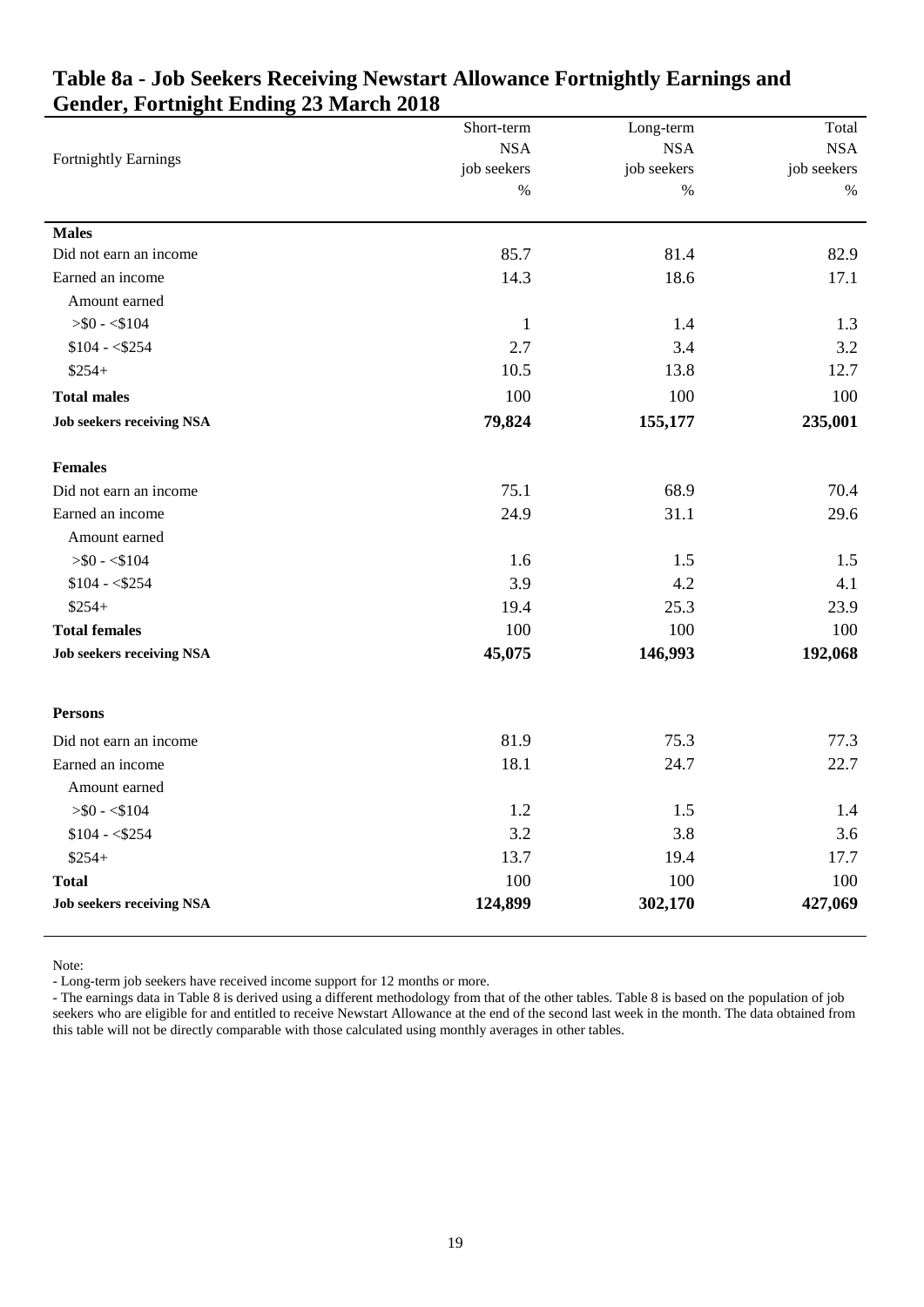# Table 8a - Job Seekers Receiving Newstart Allowance Fortnightly Earnings and Gender, Fortnight Ending 23 March 2018

| Fortnightly Earnings | Short-term NSA job seekers % | Long-term NSA job seekers % | Total NSA job seekers % |
|---|---|---|---|
| **Males** | | | |
| Did not earn an income | 85.7 | 81.4 | 82.9 |
| Earned an income | 14.3 | 18.6 | 17.1 |
| Amount earned | | | |
| >$0 - <$104 | 1 | 1.4 | 1.3 |
| $104 - <$254 | 2.7 | 3.4 | 3.2 |
| $254+ | 10.5 | 13.8 | 12.7 |
| **Total males** | 100 | 100 | 100 |
| **Job seekers receiving NSA** | **79,824** | **155,177** | **235,001** |
| **Females** | | | |
| Did not earn an income | 75.1 | 68.9 | 70.4 |
| Earned an income | 24.9 | 31.1 | 29.6 |
| Amount earned | | | |
| >$0 - <$104 | 1.6 | 1.5 | 1.5 |
| $104 - <$254 | 3.9 | 4.2 | 4.1 |
| $254+ | 19.4 | 25.3 | 23.9 |
| **Total females** | 100 | 100 | 100 |
| **Job seekers receiving NSA** | **45,075** | **146,993** | **192,068** |
| **Persons** | | | |
| Did not earn an income | 81.9 | 75.3 | 77.3 |
| Earned an income | 18.1 | 24.7 | 22.7 |
| Amount earned | | | |
| >$0 - <$104 | 1.2 | 1.5 | 1.4 |
| $104 - <$254 | 3.2 | 3.8 | 3.6 |
| $254+ | 13.7 | 19.4 | 17.7 |
| **Total** | 100 | 100 | 100 |
| **Job seekers receiving NSA** | **124,899** | **302,170** | **427,069** |

Note:

- Long-term job seekers have received income support for 12 months or more.
- The earnings data in Table 8 is derived using a different methodology from that of the other tables. Table 8 is based on the population of job seekers who are eligible for and entitled to receive Newstart Allowance at the end of the second last week in the month. The data obtained from this table will not be directly comparable with those calculated using monthly averages in other tables.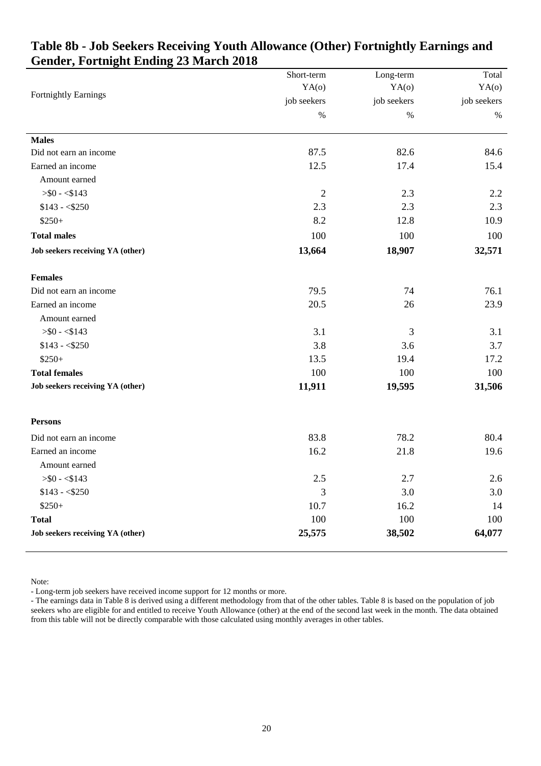## Table 8b - Job Seekers Receiving Youth Allowance (Other) Fortnightly Earnings and Gender, Fortnight Ending 23 March 2018

| Fortnightly Earnings | Short-term YA(o) job seekers % | Long-term YA(o) job seekers % | Total YA(o) job seekers % |
|---|---|---|---|
| **Males** | | | |
| Did not earn an income | 87.5 | 82.6 | 84.6 |
| Earned an income | 12.5 | 17.4 | 15.4 |
| Amount earned | | | |
| >$0 - <$143 | 2 | 2.3 | 2.2 |
| $143 - <$250 | 2.3 | 2.3 | 2.3 |
| $250+ | 8.2 | 12.8 | 10.9 |
| **Total males** | 100 | 100 | 100 |
| **Job seekers receiving YA (other)** | **13,664** | **18,907** | **32,571** |
| **Females** | | | |
| Did not earn an income | 79.5 | 74 | 76.1 |
| Earned an income | 20.5 | 26 | 23.9 |
| Amount earned | | | |
| >$0 - <$143 | 3.1 | 3 | 3.1 |
| $143 - <$250 | 3.8 | 3.6 | 3.7 |
| $250+ | 13.5 | 19.4 | 17.2 |
| **Total females** | 100 | 100 | 100 |
| **Job seekers receiving YA (other)** | **11,911** | **19,595** | **31,506** |
| **Persons** | | | |
| Did not earn an income | 83.8 | 78.2 | 80.4 |
| Earned an income | 16.2 | 21.8 | 19.6 |
| Amount earned | | | |
| >$0 - <$143 | 2.5 | 2.7 | 2.6 |
| $143 - <$250 | 3 | 3.0 | 3.0 |
| $250+ | 10.7 | 16.2 | 14 |
| **Total** | 100 | 100 | 100 |
| **Job seekers receiving YA (other)** | **25,575** | **38,502** | **64,077** |

Note:

- Long-term job seekers have received income support for 12 months or more.
- The earnings data in Table 8 is derived using a different methodology from that of the other tables. Table 8 is based on the population of job seekers who are eligible for and entitled to receive Youth Allowance (other) at the end of the second last week in the month. The data obtained from this table will not be directly comparable with those calculated using monthly averages in other tables.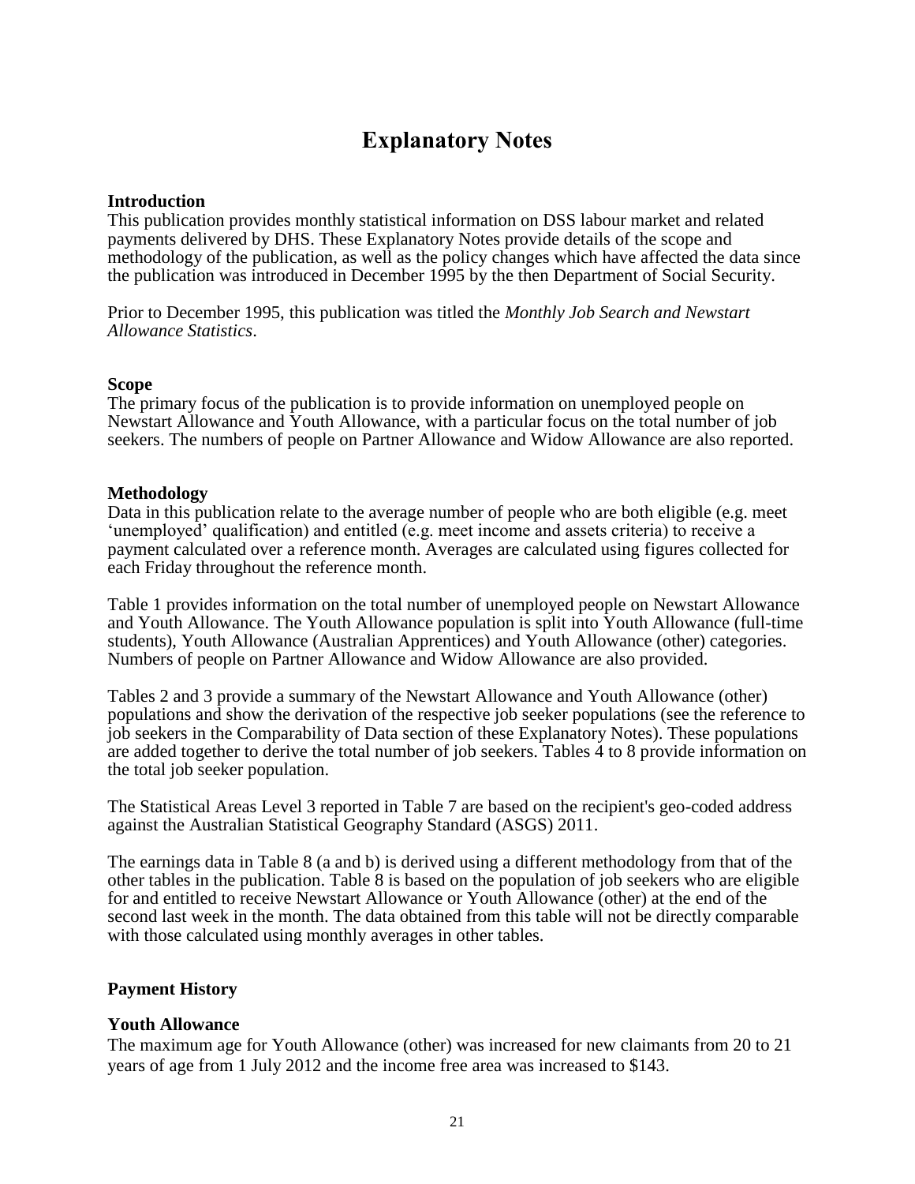# Explanatory Notes

## Introduction

This publication provides monthly statistical information on DSS labour market and related payments delivered by DHS. These Explanatory Notes provide details of the scope and methodology of the publication, as well as the policy changes which have affected the data since the publication was introduced in December 1995 by the then Department of Social Security.

Prior to December 1995, this publication was titled the *Monthly Job Search and Newstart Allowance Statistics*.

## Scope

The primary focus of the publication is to provide information on unemployed people on Newstart Allowance and Youth Allowance, with a particular focus on the total number of job seekers. The numbers of people on Partner Allowance and Widow Allowance are also reported.

## Methodology

Data in this publication relate to the average number of people who are both eligible (e.g. meet 'unemployed' qualification) and entitled (e.g. meet income and assets criteria) to receive a payment calculated over a reference month. Averages are calculated using figures collected for each Friday throughout the reference month.

Table 1 provides information on the total number of unemployed people on Newstart Allowance and Youth Allowance. The Youth Allowance population is split into Youth Allowance (full-time students), Youth Allowance (Australian Apprentices) and Youth Allowance (other) categories. Numbers of people on Partner Allowance and Widow Allowance are also provided.

Tables 2 and 3 provide a summary of the Newstart Allowance and Youth Allowance (other) populations and show the derivation of the respective job seeker populations (see the reference to job seekers in the Comparability of Data section of these Explanatory Notes). These populations are added together to derive the total number of job seekers. Tables 4 to 8 provide information on the total job seeker population.

The Statistical Areas Level 3 reported in Table 7 are based on the recipient's geo-coded address against the Australian Statistical Geography Standard (ASGS) 2011.

The earnings data in Table 8 (a and b) is derived using a different methodology from that of the other tables in the publication. Table 8 is based on the population of job seekers who are eligible for and entitled to receive Newstart Allowance or Youth Allowance (other) at the end of the second last week in the month. The data obtained from this table will not be directly comparable with those calculated using monthly averages in other tables.

## Payment History

### Youth Allowance

The maximum age for Youth Allowance (other) was increased for new claimants from 20 to 21 years of age from 1 July 2012 and the income free area was increased to $143.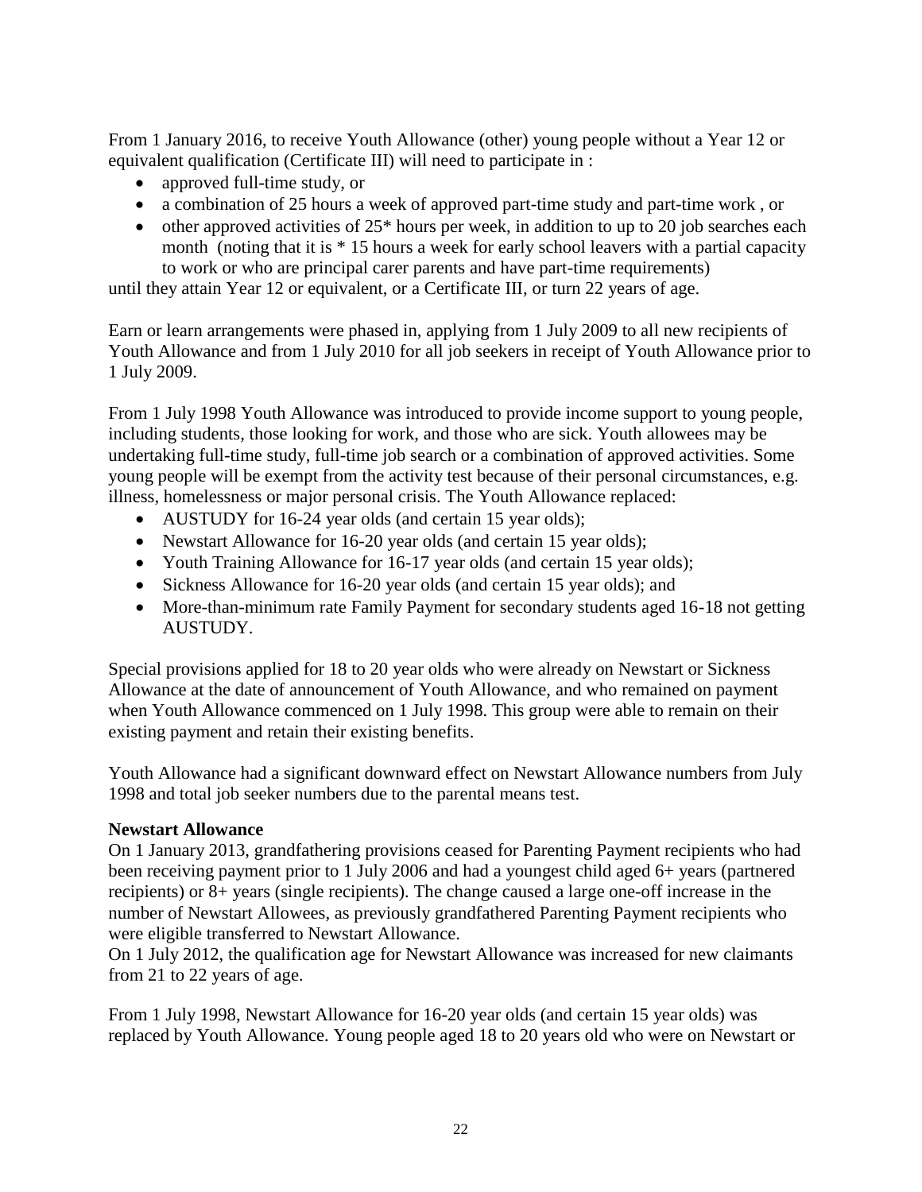From 1 January 2016, to receive Youth Allowance (other) young people without a Year 12 or equivalent qualification (Certificate III) will need to participate in :

- approved full-time study, or
- a combination of 25 hours a week of approved part-time study and part-time work , or
- other approved activities of 25* hours per week, in addition to up to 20 job searches each month (noting that it is * 15 hours a week for early school leavers with a partial capacity to work or who are principal carer parents and have part-time requirements)

until they attain Year 12 or equivalent, or a Certificate III, or turn 22 years of age.

Earn or learn arrangements were phased in, applying from 1 July 2009 to all new recipients of Youth Allowance and from 1 July 2010 for all job seekers in receipt of Youth Allowance prior to 1 July 2009.

From 1 July 1998 Youth Allowance was introduced to provide income support to young people, including students, those looking for work, and those who are sick. Youth allowees may be undertaking full-time study, full-time job search or a combination of approved activities. Some young people will be exempt from the activity test because of their personal circumstances, e.g. illness, homelessness or major personal crisis. The Youth Allowance replaced:

- AUSTUDY for 16-24 year olds (and certain 15 year olds);
- Newstart Allowance for 16-20 year olds (and certain 15 year olds);
- Youth Training Allowance for 16-17 year olds (and certain 15 year olds);
- Sickness Allowance for 16-20 year olds (and certain 15 year olds); and
- More-than-minimum rate Family Payment for secondary students aged 16-18 not getting AUSTUDY.

Special provisions applied for 18 to 20 year olds who were already on Newstart or Sickness Allowance at the date of announcement of Youth Allowance, and who remained on payment when Youth Allowance commenced on 1 July 1998. This group were able to remain on their existing payment and retain their existing benefits.

Youth Allowance had a significant downward effect on Newstart Allowance numbers from July 1998 and total job seeker numbers due to the parental means test.

**Newstart Allowance**

On 1 January 2013, grandfathering provisions ceased for Parenting Payment recipients who had been receiving payment prior to 1 July 2006 and had a youngest child aged 6+ years (partnered recipients) or 8+ years (single recipients). The change caused a large one-off increase in the number of Newstart Allowees, as previously grandfathered Parenting Payment recipients who were eligible transferred to Newstart Allowance.

On 1 July 2012, the qualification age for Newstart Allowance was increased for new claimants from 21 to 22 years of age.

From 1 July 1998, Newstart Allowance for 16-20 year olds (and certain 15 year olds) was replaced by Youth Allowance. Young people aged 18 to 20 years old who were on Newstart or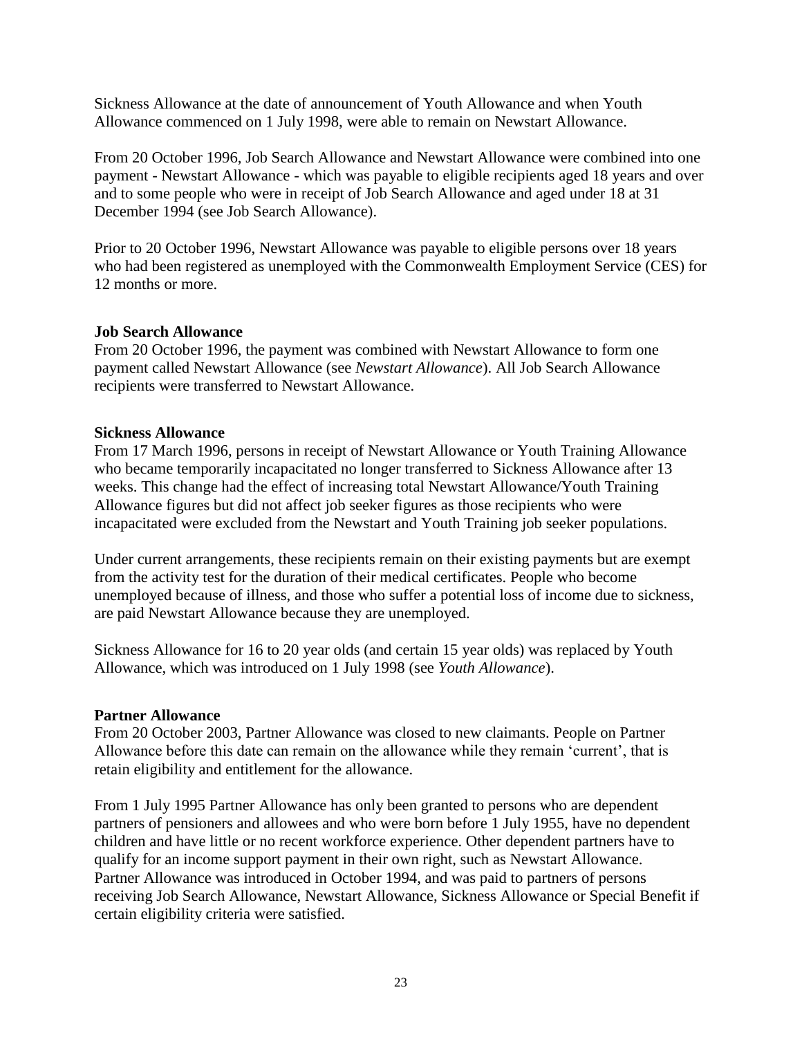Sickness Allowance at the date of announcement of Youth Allowance and when Youth Allowance commenced on 1 July 1998, were able to remain on Newstart Allowance.

From 20 October 1996, Job Search Allowance and Newstart Allowance were combined into one payment - Newstart Allowance - which was payable to eligible recipients aged 18 years and over and to some people who were in receipt of Job Search Allowance and aged under 18 at 31 December 1994 (see Job Search Allowance).

Prior to 20 October 1996, Newstart Allowance was payable to eligible persons over 18 years who had been registered as unemployed with the Commonwealth Employment Service (CES) for 12 months or more.

**Job Search Allowance**

From 20 October 1996, the payment was combined with Newstart Allowance to form one payment called Newstart Allowance (see *Newstart Allowance*). All Job Search Allowance recipients were transferred to Newstart Allowance.

**Sickness Allowance**

From 17 March 1996, persons in receipt of Newstart Allowance or Youth Training Allowance who became temporarily incapacitated no longer transferred to Sickness Allowance after 13 weeks. This change had the effect of increasing total Newstart Allowance/Youth Training Allowance figures but did not affect job seeker figures as those recipients who were incapacitated were excluded from the Newstart and Youth Training job seeker populations.

Under current arrangements, these recipients remain on their existing payments but are exempt from the activity test for the duration of their medical certificates. People who become unemployed because of illness, and those who suffer a potential loss of income due to sickness, are paid Newstart Allowance because they are unemployed.

Sickness Allowance for 16 to 20 year olds (and certain 15 year olds) was replaced by Youth Allowance, which was introduced on 1 July 1998 (see *Youth Allowance*).

**Partner Allowance**

From 20 October 2003, Partner Allowance was closed to new claimants. People on Partner Allowance before this date can remain on the allowance while they remain 'current', that is retain eligibility and entitlement for the allowance.

From 1 July 1995 Partner Allowance has only been granted to persons who are dependent partners of pensioners and allowees and who were born before 1 July 1955, have no dependent children and have little or no recent workforce experience. Other dependent partners have to qualify for an income support payment in their own right, such as Newstart Allowance. Partner Allowance was introduced in October 1994, and was paid to partners of persons receiving Job Search Allowance, Newstart Allowance, Sickness Allowance or Special Benefit if certain eligibility criteria were satisfied.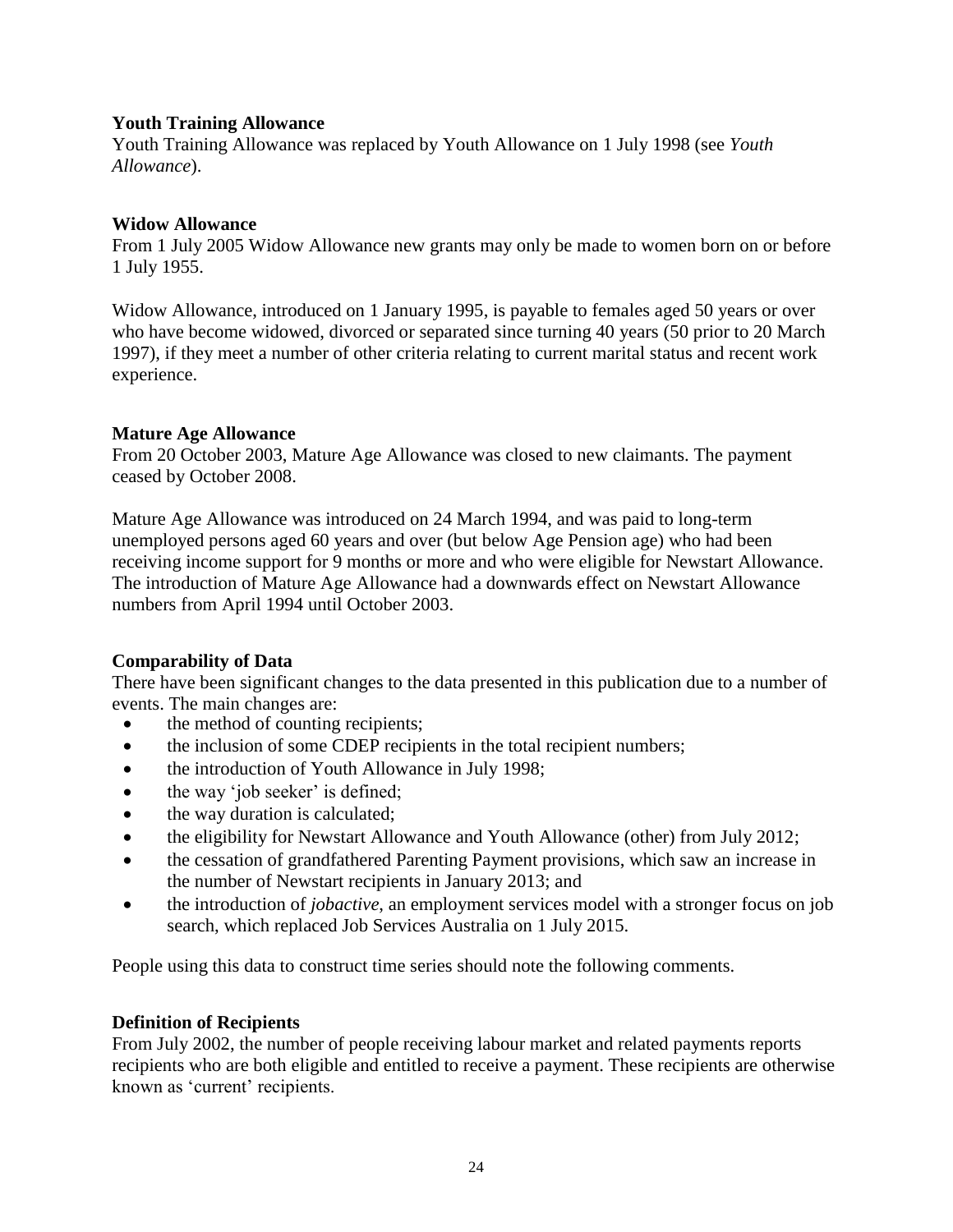### Youth Training Allowance

Youth Training Allowance was replaced by Youth Allowance on 1 July 1998 (see *Youth Allowance*).

### Widow Allowance

From 1 July 2005 Widow Allowance new grants may only be made to women born on or before 1 July 1955.

Widow Allowance, introduced on 1 January 1995, is payable to females aged 50 years or over who have become widowed, divorced or separated since turning 40 years (50 prior to 20 March 1997), if they meet a number of other criteria relating to current marital status and recent work experience.

### Mature Age Allowance

From 20 October 2003, Mature Age Allowance was closed to new claimants. The payment ceased by October 2008.

Mature Age Allowance was introduced on 24 March 1994, and was paid to long-term unemployed persons aged 60 years and over (but below Age Pension age) who had been receiving income support for 9 months or more and who were eligible for Newstart Allowance. The introduction of Mature Age Allowance had a downwards effect on Newstart Allowance numbers from April 1994 until October 2003.

### Comparability of Data

There have been significant changes to the data presented in this publication due to a number of events. The main changes are:

- the method of counting recipients;
- the inclusion of some CDEP recipients in the total recipient numbers;
- the introduction of Youth Allowance in July 1998;
- the way 'job seeker' is defined;
- the way duration is calculated;
- the eligibility for Newstart Allowance and Youth Allowance (other) from July 2012;
- the cessation of grandfathered Parenting Payment provisions, which saw an increase in the number of Newstart recipients in January 2013; and
- the introduction of *jobactive*, an employment services model with a stronger focus on job search, which replaced Job Services Australia on 1 July 2015.

People using this data to construct time series should note the following comments.

### Definition of Recipients

From July 2002, the number of people receiving labour market and related payments reports recipients who are both eligible and entitled to receive a payment. These recipients are otherwise known as 'current' recipients.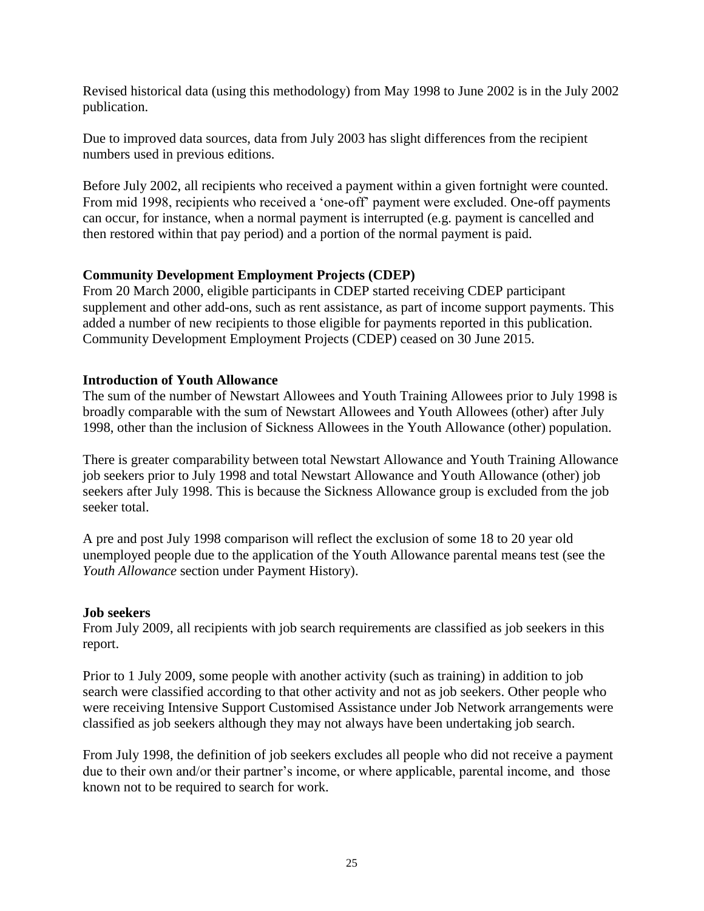Revised historical data (using this methodology) from May 1998 to June 2002 is in the July 2002 publication.

Due to improved data sources, data from July 2003 has slight differences from the recipient numbers used in previous editions.

Before July 2002, all recipients who received a payment within a given fortnight were counted. From mid 1998, recipients who received a 'one-off' payment were excluded. One-off payments can occur, for instance, when a normal payment is interrupted (e.g. payment is cancelled and then restored within that pay period) and a portion of the normal payment is paid.

**Community Development Employment Projects (CDEP)**

From 20 March 2000, eligible participants in CDEP started receiving CDEP participant supplement and other add-ons, such as rent assistance, as part of income support payments. This added a number of new recipients to those eligible for payments reported in this publication. Community Development Employment Projects (CDEP) ceased on 30 June 2015.

**Introduction of Youth Allowance**

The sum of the number of Newstart Allowees and Youth Training Allowees prior to July 1998 is broadly comparable with the sum of Newstart Allowees and Youth Allowees (other) after July 1998, other than the inclusion of Sickness Allowees in the Youth Allowance (other) population.

There is greater comparability between total Newstart Allowance and Youth Training Allowance job seekers prior to July 1998 and total Newstart Allowance and Youth Allowance (other) job seekers after July 1998. This is because the Sickness Allowance group is excluded from the job seeker total.

A pre and post July 1998 comparison will reflect the exclusion of some 18 to 20 year old unemployed people due to the application of the Youth Allowance parental means test (see the *Youth Allowance* section under Payment History).

**Job seekers**

From July 2009, all recipients with job search requirements are classified as job seekers in this report.

Prior to 1 July 2009, some people with another activity (such as training) in addition to job search were classified according to that other activity and not as job seekers. Other people who were receiving Intensive Support Customised Assistance under Job Network arrangements were classified as job seekers although they may not always have been undertaking job search.

From July 1998, the definition of job seekers excludes all people who did not receive a payment due to their own and/or their partner's income, or where applicable, parental income, and those known not to be required to search for work.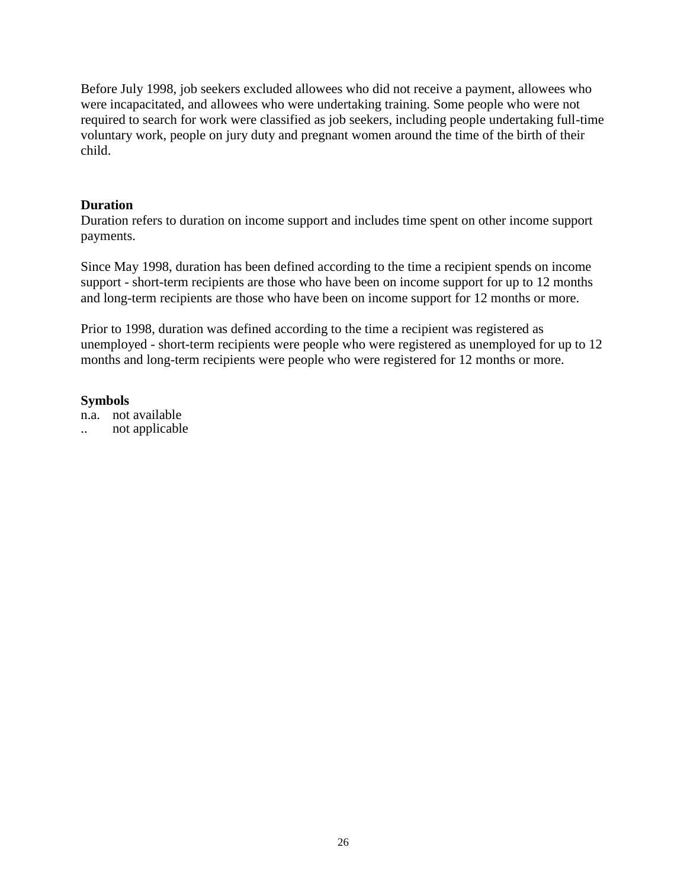Before July 1998, job seekers excluded allowees who did not receive a payment, allowees who were incapacitated, and allowees who were undertaking training. Some people who were not required to search for work were classified as job seekers, including people undertaking full-time voluntary work, people on jury duty and pregnant women around the time of the birth of their child.

**Duration**

Duration refers to duration on income support and includes time spent on other income support payments.

Since May 1998, duration has been defined according to the time a recipient spends on income support - short-term recipients are those who have been on income support for up to 12 months and long-term recipients are those who have been on income support for 12 months or more.

Prior to 1998, duration was defined according to the time a recipient was registered as unemployed - short-term recipients were people who were registered as unemployed for up to 12 months and long-term recipients were people who were registered for 12 months or more.

**Symbols**

n.a. not available

.. not applicable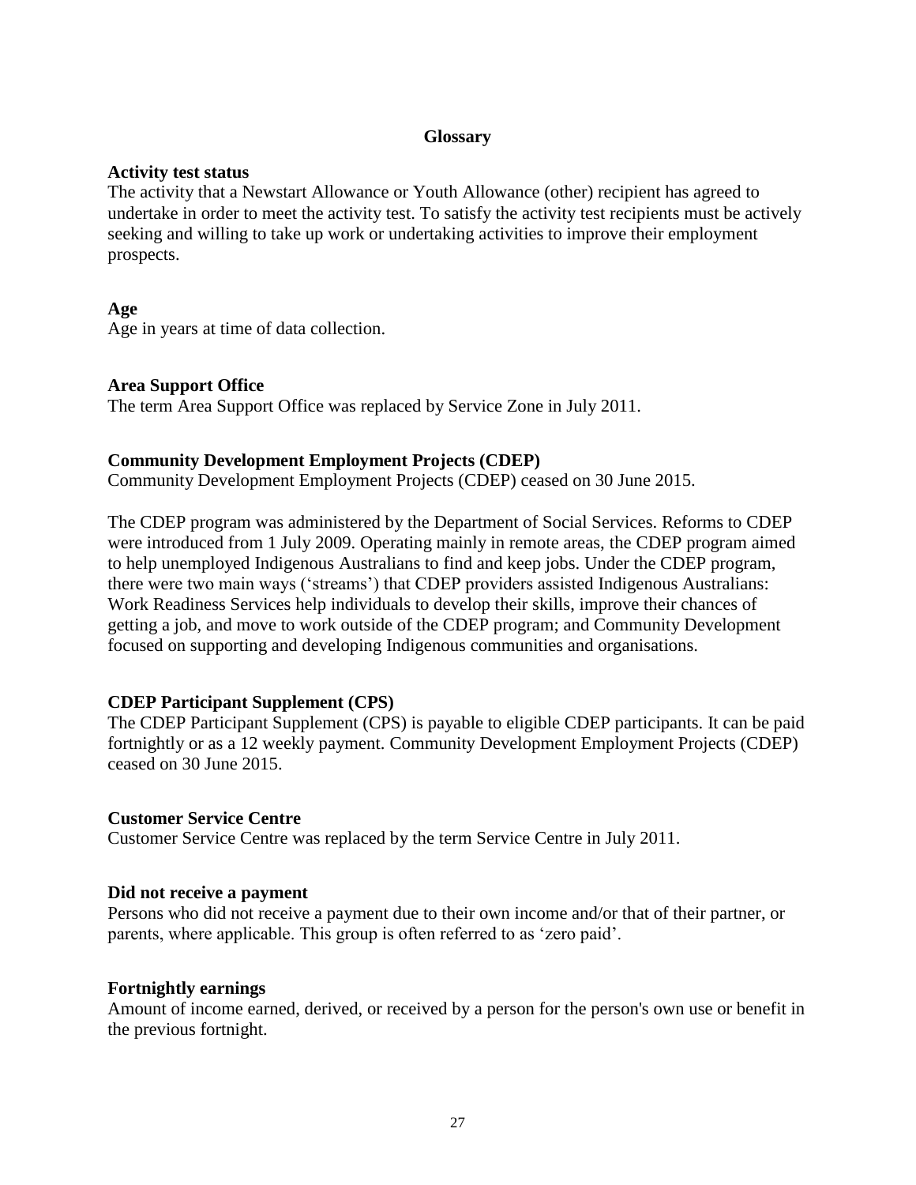## Glossary

**Activity test status**

The activity that a Newstart Allowance or Youth Allowance (other) recipient has agreed to undertake in order to meet the activity test. To satisfy the activity test recipients must be actively seeking and willing to take up work or undertaking activities to improve their employment prospects.

**Age**

Age in years at time of data collection.

**Area Support Office**

The term Area Support Office was replaced by Service Zone in July 2011.

**Community Development Employment Projects (CDEP)**

Community Development Employment Projects (CDEP) ceased on 30 June 2015.

The CDEP program was administered by the Department of Social Services. Reforms to CDEP were introduced from 1 July 2009. Operating mainly in remote areas, the CDEP program aimed to help unemployed Indigenous Australians to find and keep jobs. Under the CDEP program, there were two main ways ('streams') that CDEP providers assisted Indigenous Australians: Work Readiness Services help individuals to develop their skills, improve their chances of getting a job, and move to work outside of the CDEP program; and Community Development focused on supporting and developing Indigenous communities and organisations.

**CDEP Participant Supplement (CPS)**

The CDEP Participant Supplement (CPS) is payable to eligible CDEP participants. It can be paid fortnightly or as a 12 weekly payment. Community Development Employment Projects (CDEP) ceased on 30 June 2015.

**Customer Service Centre**

Customer Service Centre was replaced by the term Service Centre in July 2011.

**Did not receive a payment**

Persons who did not receive a payment due to their own income and/or that of their partner, or parents, where applicable. This group is often referred to as 'zero paid'.

**Fortnightly earnings**

Amount of income earned, derived, or received by a person for the person's own use or benefit in the previous fortnight.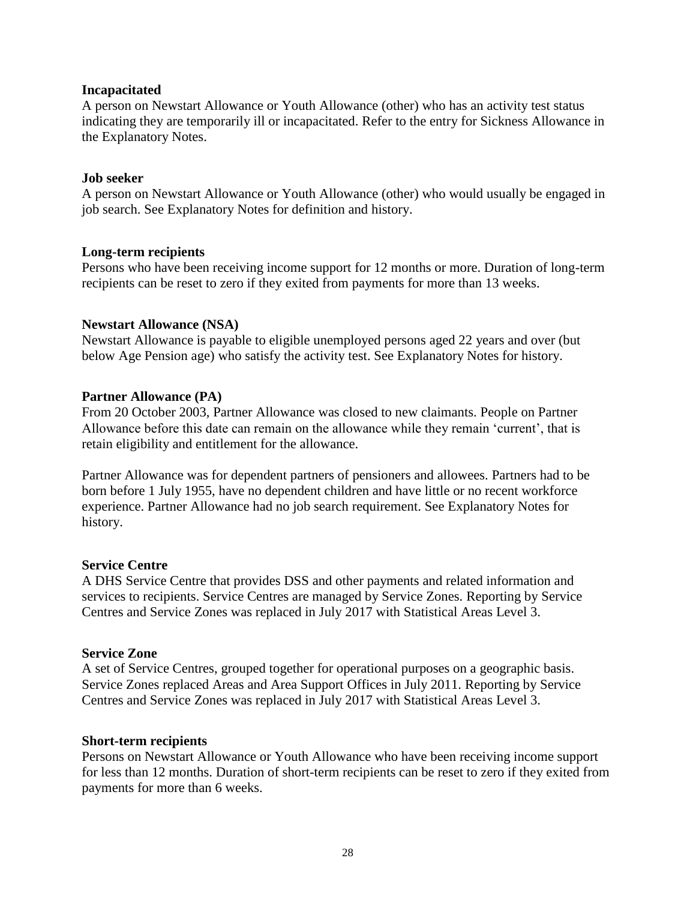**Incapacitated**

A person on Newstart Allowance or Youth Allowance (other) who has an activity test status indicating they are temporarily ill or incapacitated. Refer to the entry for Sickness Allowance in the Explanatory Notes.

**Job seeker**

A person on Newstart Allowance or Youth Allowance (other) who would usually be engaged in job search. See Explanatory Notes for definition and history.

**Long-term recipients**

Persons who have been receiving income support for 12 months or more. Duration of long-term recipients can be reset to zero if they exited from payments for more than 13 weeks.

**Newstart Allowance (NSA)**

Newstart Allowance is payable to eligible unemployed persons aged 22 years and over (but below Age Pension age) who satisfy the activity test. See Explanatory Notes for history.

**Partner Allowance (PA)**

From 20 October 2003, Partner Allowance was closed to new claimants. People on Partner Allowance before this date can remain on the allowance while they remain 'current', that is retain eligibility and entitlement for the allowance.

Partner Allowance was for dependent partners of pensioners and allowees. Partners had to be born before 1 July 1955, have no dependent children and have little or no recent workforce experience. Partner Allowance had no job search requirement. See Explanatory Notes for history.

**Service Centre**

A DHS Service Centre that provides DSS and other payments and related information and services to recipients. Service Centres are managed by Service Zones. Reporting by Service Centres and Service Zones was replaced in July 2017 with Statistical Areas Level 3.

**Service Zone**

A set of Service Centres, grouped together for operational purposes on a geographic basis. Service Zones replaced Areas and Area Support Offices in July 2011. Reporting by Service Centres and Service Zones was replaced in July 2017 with Statistical Areas Level 3.

**Short-term recipients**

Persons on Newstart Allowance or Youth Allowance who have been receiving income support for less than 12 months. Duration of short-term recipients can be reset to zero if they exited from payments for more than 6 weeks.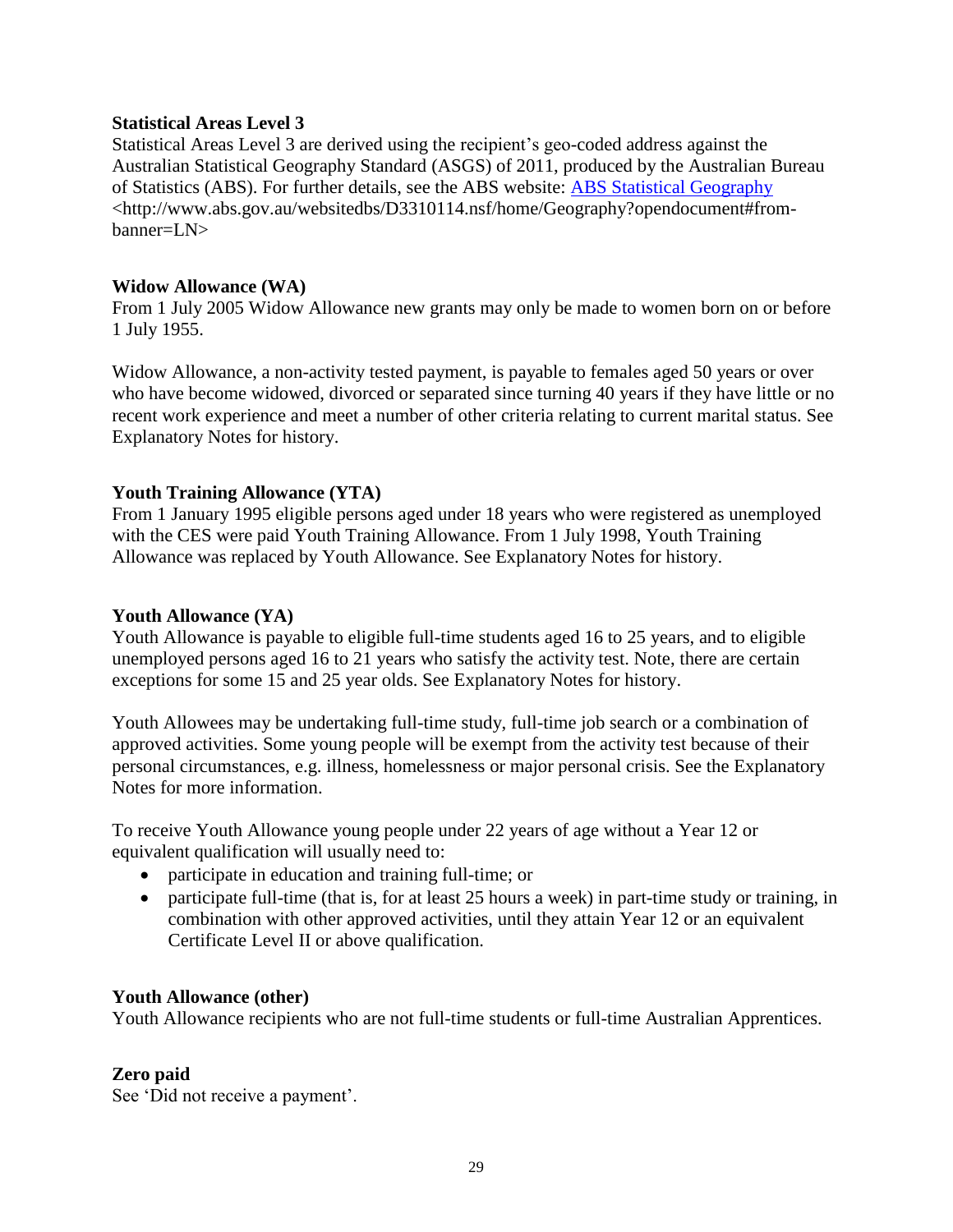**Statistical Areas Level 3**

Statistical Areas Level 3 are derived using the recipient's geo-coded address against the Australian Statistical Geography Standard (ASGS) of 2011, produced by the Australian Bureau of Statistics (ABS). For further details, see the ABS website: [ABS Statistical Geography](http://www.abs.gov.au/websitedbs/D3310114.nsf/home/Geography?opendocument#from-banner=LN) <http://www.abs.gov.au/websitedbs/D3310114.nsf/home/Geography?opendocument#from-banner=LN>

**Widow Allowance (WA)**

From 1 July 2005 Widow Allowance new grants may only be made to women born on or before 1 July 1955.

Widow Allowance, a non-activity tested payment, is payable to females aged 50 years or over who have become widowed, divorced or separated since turning 40 years if they have little or no recent work experience and meet a number of other criteria relating to current marital status. See Explanatory Notes for history.

**Youth Training Allowance (YTA)**

From 1 January 1995 eligible persons aged under 18 years who were registered as unemployed with the CES were paid Youth Training Allowance. From 1 July 1998, Youth Training Allowance was replaced by Youth Allowance. See Explanatory Notes for history.

**Youth Allowance (YA)**

Youth Allowance is payable to eligible full-time students aged 16 to 25 years, and to eligible unemployed persons aged 16 to 21 years who satisfy the activity test. Note, there are certain exceptions for some 15 and 25 year olds. See Explanatory Notes for history.

Youth Allowees may be undertaking full-time study, full-time job search or a combination of approved activities. Some young people will be exempt from the activity test because of their personal circumstances, e.g. illness, homelessness or major personal crisis. See the Explanatory Notes for more information.

To receive Youth Allowance young people under 22 years of age without a Year 12 or equivalent qualification will usually need to:

- participate in education and training full-time; or
- participate full-time (that is, for at least 25 hours a week) in part-time study or training, in combination with other approved activities, until they attain Year 12 or an equivalent Certificate Level II or above qualification.

**Youth Allowance (other)**

Youth Allowance recipients who are not full-time students or full-time Australian Apprentices.

**Zero paid**

See 'Did not receive a payment'.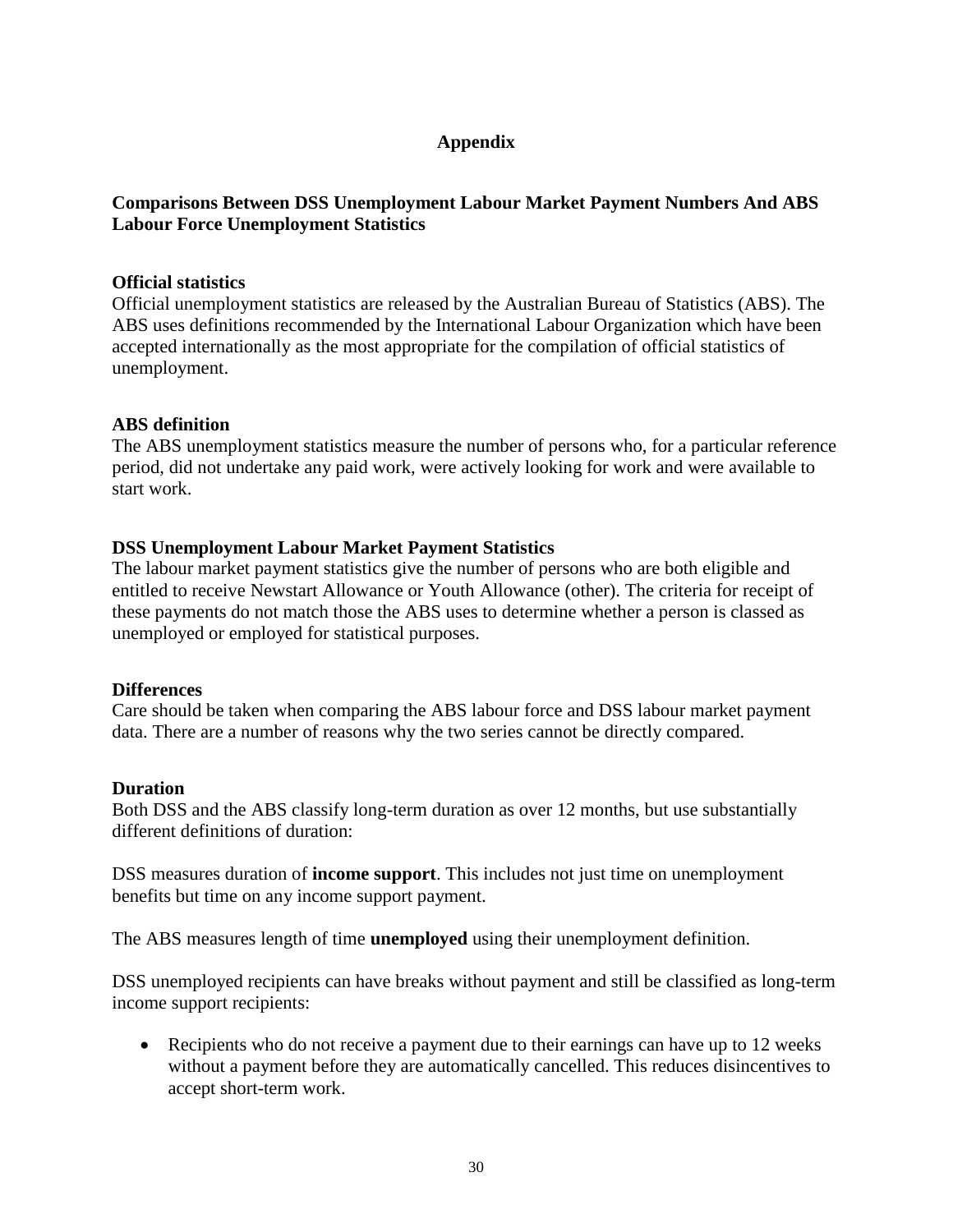# Appendix

## Comparisons Between DSS Unemployment Labour Market Payment Numbers And ABS Labour Force Unemployment Statistics

### Official statistics

Official unemployment statistics are released by the Australian Bureau of Statistics (ABS). The ABS uses definitions recommended by the International Labour Organization which have been accepted internationally as the most appropriate for the compilation of official statistics of unemployment.

### ABS definition

The ABS unemployment statistics measure the number of persons who, for a particular reference period, did not undertake any paid work, were actively looking for work and were available to start work.

### DSS Unemployment Labour Market Payment Statistics

The labour market payment statistics give the number of persons who are both eligible and entitled to receive Newstart Allowance or Youth Allowance (other). The criteria for receipt of these payments do not match those the ABS uses to determine whether a person is classed as unemployed or employed for statistical purposes.

### Differences

Care should be taken when comparing the ABS labour force and DSS labour market payment data. There are a number of reasons why the two series cannot be directly compared.

### Duration

Both DSS and the ABS classify long-term duration as over 12 months, but use substantially different definitions of duration:

DSS measures duration of **income support**. This includes not just time on unemployment benefits but time on any income support payment.

The ABS measures length of time **unemployed** using their unemployment definition.

DSS unemployed recipients can have breaks without payment and still be classified as long-term income support recipients:

- Recipients who do not receive a payment due to their earnings can have up to 12 weeks without a payment before they are automatically cancelled. This reduces disincentives to accept short-term work.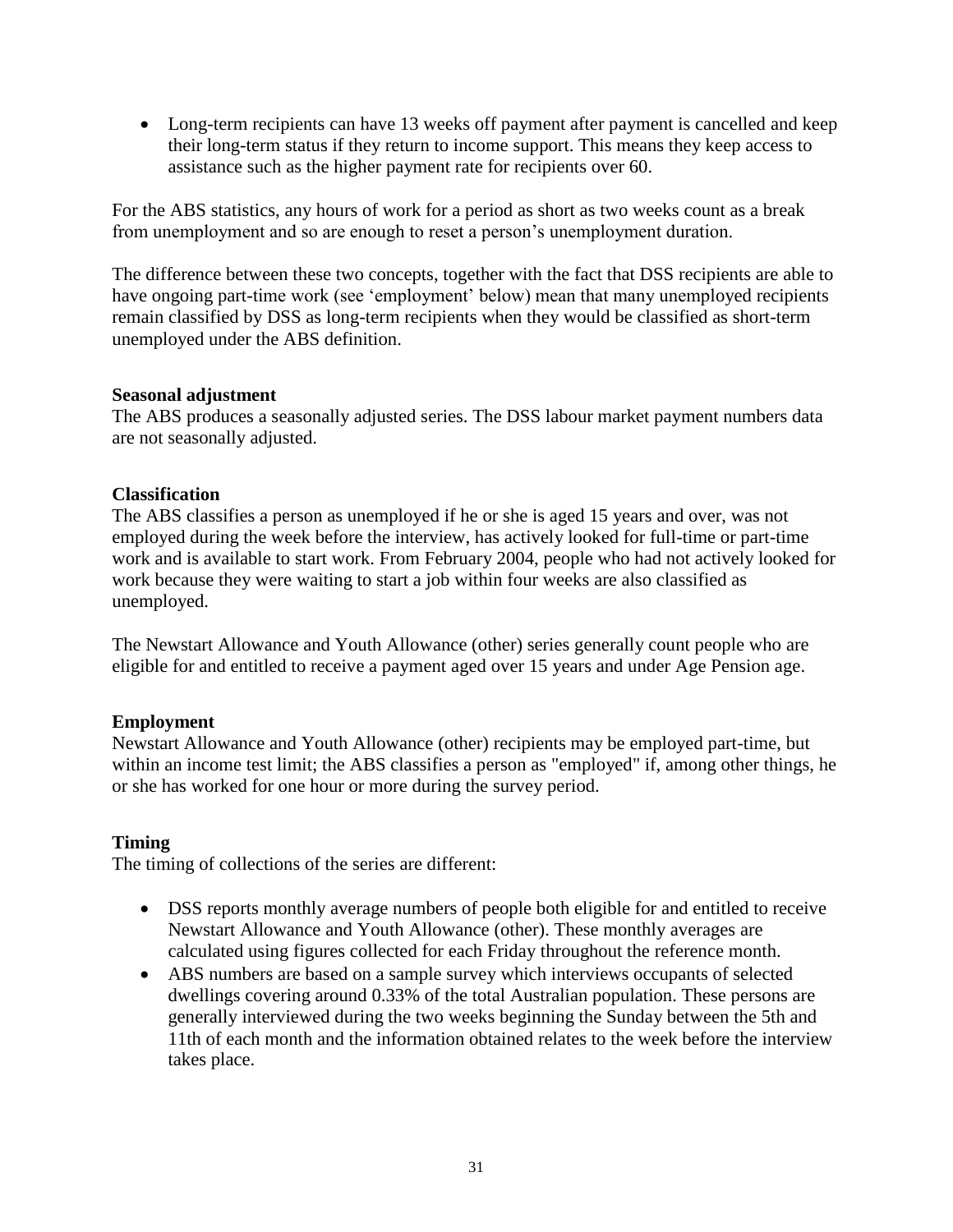- Long-term recipients can have 13 weeks off payment after payment is cancelled and keep their long-term status if they return to income support. This means they keep access to assistance such as the higher payment rate for recipients over 60.

For the ABS statistics, any hours of work for a period as short as two weeks count as a break from unemployment and so are enough to reset a person's unemployment duration.

The difference between these two concepts, together with the fact that DSS recipients are able to have ongoing part-time work (see 'employment' below) mean that many unemployed recipients remain classified by DSS as long-term recipients when they would be classified as short-term unemployed under the ABS definition.

**Seasonal adjustment**

The ABS produces a seasonally adjusted series. The DSS labour market payment numbers data are not seasonally adjusted.

**Classification**

The ABS classifies a person as unemployed if he or she is aged 15 years and over, was not employed during the week before the interview, has actively looked for full-time or part-time work and is available to start work. From February 2004, people who had not actively looked for work because they were waiting to start a job within four weeks are also classified as unemployed.

The Newstart Allowance and Youth Allowance (other) series generally count people who are eligible for and entitled to receive a payment aged over 15 years and under Age Pension age.

**Employment**

Newstart Allowance and Youth Allowance (other) recipients may be employed part-time, but within an income test limit; the ABS classifies a person as "employed" if, among other things, he or she has worked for one hour or more during the survey period.

**Timing**

The timing of collections of the series are different:

- DSS reports monthly average numbers of people both eligible for and entitled to receive Newstart Allowance and Youth Allowance (other). These monthly averages are calculated using figures collected for each Friday throughout the reference month.
- ABS numbers are based on a sample survey which interviews occupants of selected dwellings covering around 0.33% of the total Australian population. These persons are generally interviewed during the two weeks beginning the Sunday between the 5th and 11th of each month and the information obtained relates to the week before the interview takes place.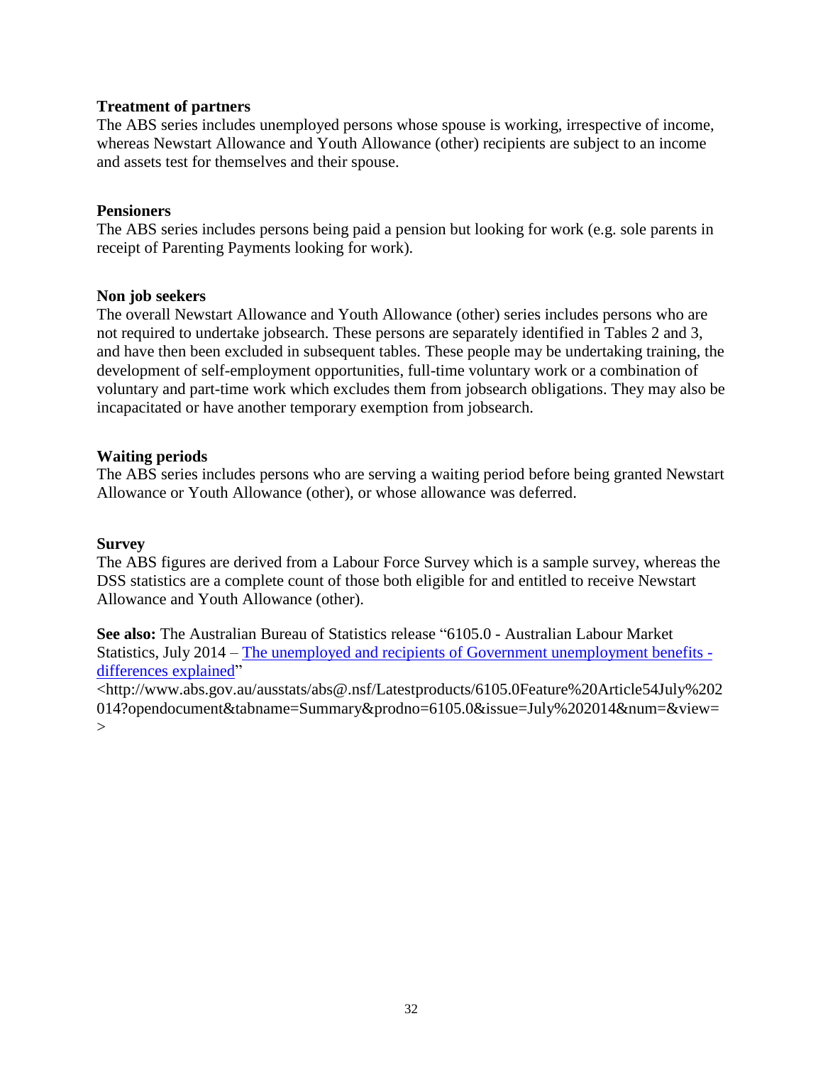**Treatment of partners**

The ABS series includes unemployed persons whose spouse is working, irrespective of income, whereas Newstart Allowance and Youth Allowance (other) recipients are subject to an income and assets test for themselves and their spouse.

**Pensioners**

The ABS series includes persons being paid a pension but looking for work (e.g. sole parents in receipt of Parenting Payments looking for work).

**Non job seekers**

The overall Newstart Allowance and Youth Allowance (other) series includes persons who are not required to undertake jobsearch. These persons are separately identified in Tables 2 and 3, and have then been excluded in subsequent tables. These people may be undertaking training, the development of self-employment opportunities, full-time voluntary work or a combination of voluntary and part-time work which excludes them from jobsearch obligations. They may also be incapacitated or have another temporary exemption from jobsearch.

**Waiting periods**

The ABS series includes persons who are serving a waiting period before being granted Newstart Allowance or Youth Allowance (other), or whose allowance was deferred.

**Survey**

The ABS figures are derived from a Labour Force Survey which is a sample survey, whereas the DSS statistics are a complete count of those both eligible for and entitled to receive Newstart Allowance and Youth Allowance (other).

**See also:** The Australian Bureau of Statistics release "6105.0 - Australian Labour Market Statistics, July 2014 – [The unemployed and recipients of Government unemployment benefits - differences explained](http://www.abs.gov.au/ausstats/abs@.nsf/Latestproducts/6105.0Feature%20Article54July%202014?opendocument&tabname=Summary&prodno=6105.0&issue=July%202014&num=&view=)" <http://www.abs.gov.au/ausstats/abs@.nsf/Latestproducts/6105.0Feature%20Article54July%202014?opendocument&tabname=Summary&prodno=6105.0&issue=July%202014&num=&view=>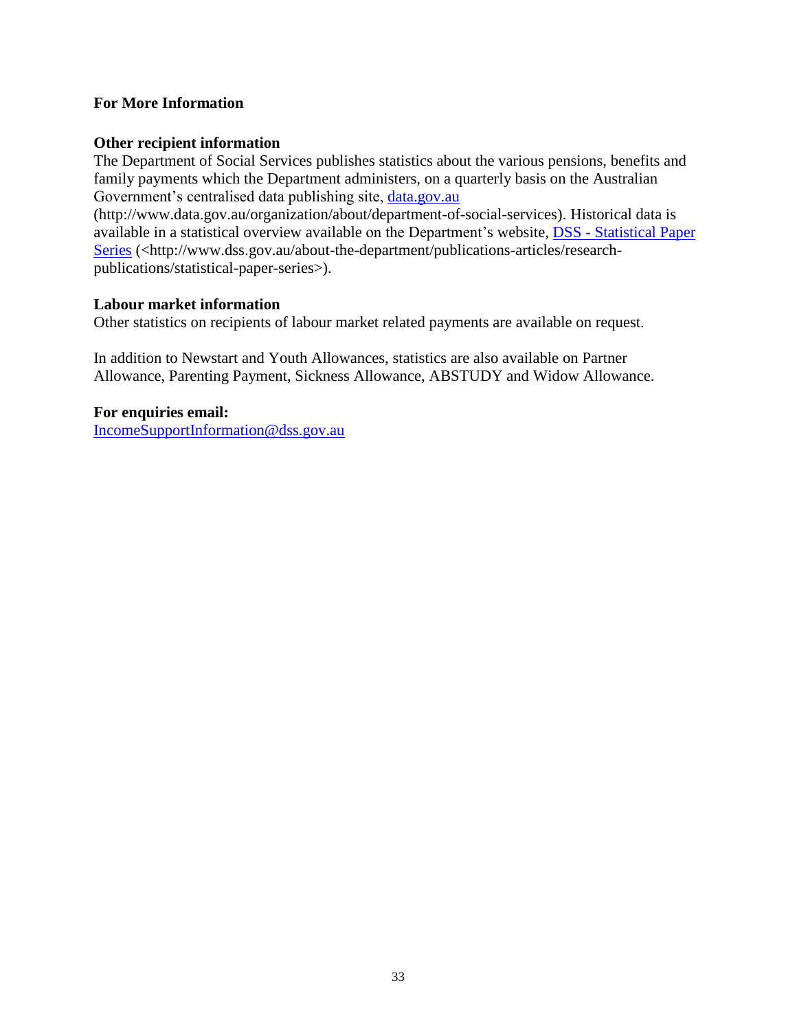## For More Information

### Other recipient information

The Department of Social Services publishes statistics about the various pensions, benefits and family payments which the Department administers, on a quarterly basis on the Australian Government's centralised data publishing site, [data.gov.au](http://www.data.gov.au/organization/about/department-of-social-services) (http://www.data.gov.au/organization/about/department-of-social-services). Historical data is available in a statistical overview available on the Department's website, [DSS - Statistical Paper Series](http://www.dss.gov.au/about-the-department/publications-articles/research-publications/statistical-paper-series) (<http://www.dss.gov.au/about-the-department/publications-articles/research-publications/statistical-paper-series>).

### Labour market information

Other statistics on recipients of labour market related payments are available on request.

In addition to Newstart and Youth Allowances, statistics are also available on Partner Allowance, Parenting Payment, Sickness Allowance, ABSTUDY and Widow Allowance.

**For enquiries email:**
[IncomeSupportInformation@dss.gov.au](mailto:IncomeSupportInformation@dss.gov.au)